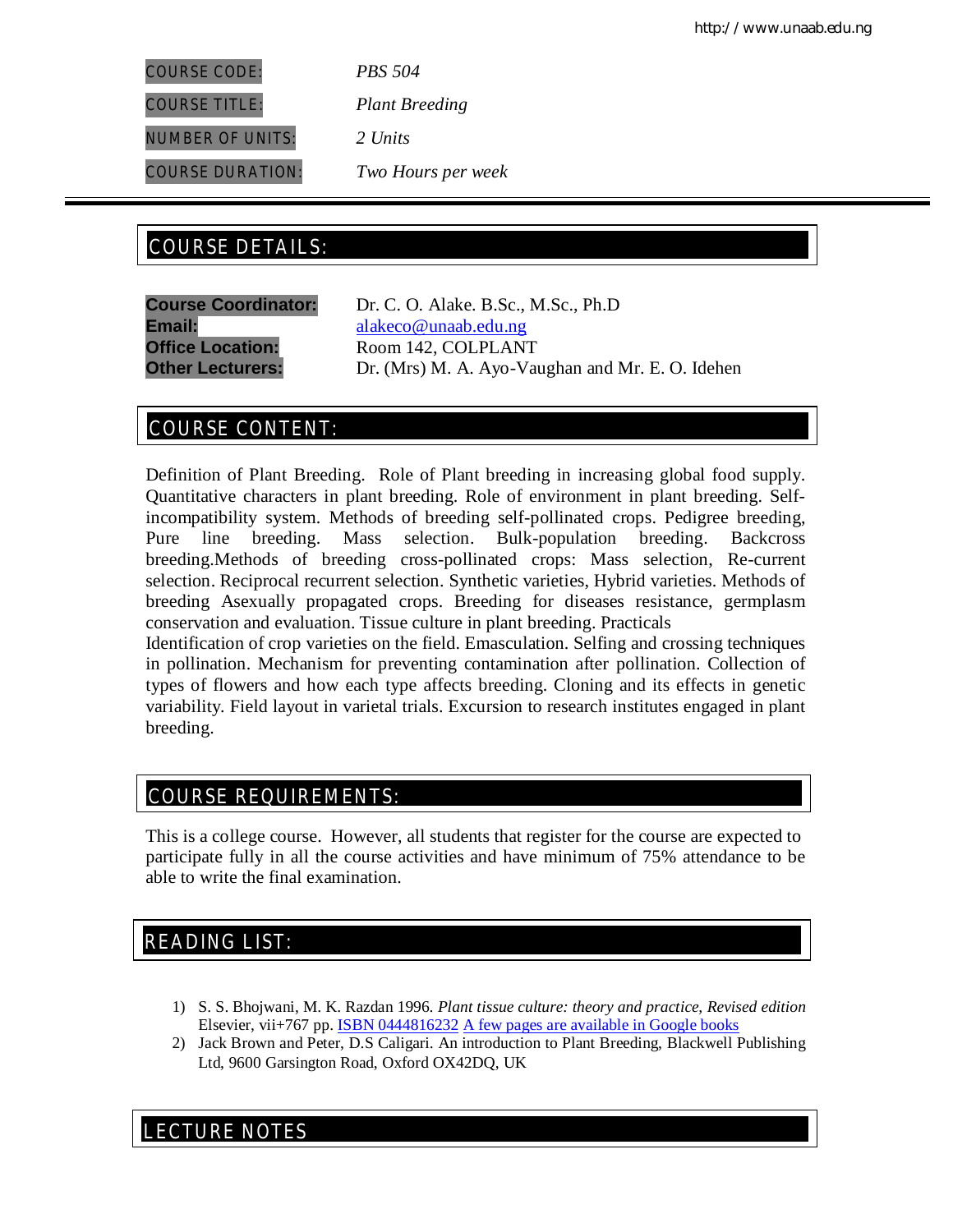| | |
|---|---|
| COURSE CODE: | *PBS 504* |
| COURSE TITLE: | *Plant Breeding* |
| NUMBER OF UNITS: | *2 Units* |
| COURSE DURATION: | *Two Hours per week* |

## COURSE DETAILS:

| | |
|---|---|
| **Course Coordinator:** | Dr. C. O. Alake. B.Sc., M.Sc., Ph.D |
| **Email:** | alakeco@unaab.edu.ng |
| **Office Location:** | Room 142, COLPLANT |
| **Other Lecturers:** | Dr. (Mrs) M. A. Ayo-Vaughan and Mr. E. O. Idehen |

## COURSE CONTENT:

Definition of Plant Breeding. Role of Plant breeding in increasing global food supply. Quantitative characters in plant breeding. Role of environment in plant breeding. Self-incompatibility system. Methods of breeding self-pollinated crops. Pedigree breeding, Pure line breeding. Mass selection. Bulk-population breeding. Backcross breeding.Methods of breeding cross-pollinated crops: Mass selection, Re-current selection. Reciprocal recurrent selection. Synthetic varieties, Hybrid varieties. Methods of breeding Asexually propagated crops. Breeding for diseases resistance, germplasm conservation and evaluation. Tissue culture in plant breeding. Practicals

Identification of crop varieties on the field. Emasculation. Selfing and crossing techniques in pollination. Mechanism for preventing contamination after pollination. Collection of types of flowers and how each type affects breeding. Cloning and its effects in genetic variability. Field layout in varietal trials. Excursion to research institutes engaged in plant breeding.

## COURSE REQUIREMENTS:

This is a college course. However, all students that register for the course are expected to participate fully in all the course activities and have minimum of 75% attendance to be able to write the final examination.

## READING LIST:

1) S. S. Bhojwani, M. K. Razdan 1996. *Plant tissue culture: theory and practice, Revised edition* Elsevier, vii+767 pp. ISBN 0444816232 A few pages are available in Google books
2) Jack Brown and Peter, D.S Caligari. An introduction to Plant Breeding, Blackwell Publishing Ltd, 9600 Garsington Road, Oxford OX42DQ, UK

## LECTURE NOTES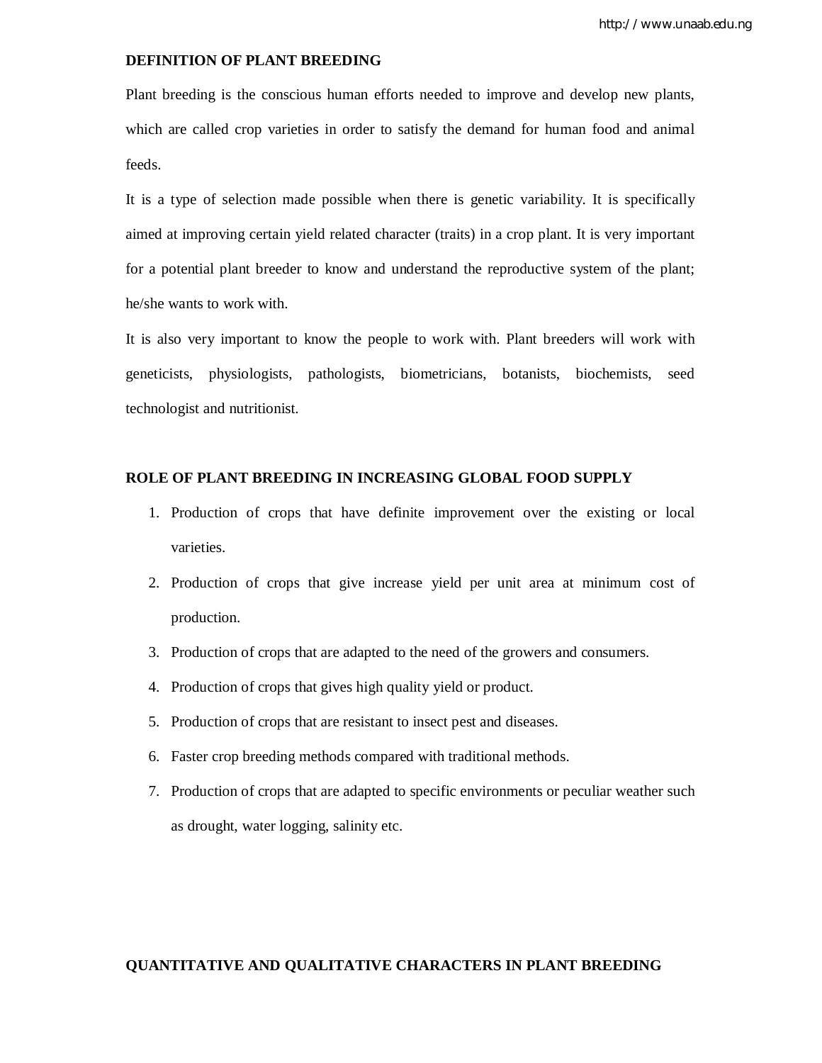## DEFINITION OF PLANT BREEDING

Plant breeding is the conscious human efforts needed to improve and develop new plants, which are called crop varieties in order to satisfy the demand for human food and animal feeds.

It is a type of selection made possible when there is genetic variability. It is specifically aimed at improving certain yield related character (traits) in a crop plant. It is very important for a potential plant breeder to know and understand the reproductive system of the plant; he/she wants to work with.

It is also very important to know the people to work with. Plant breeders will work with geneticists, physiologists, pathologists, biometricians, botanists, biochemists, seed technologist and nutritionist.

## ROLE OF PLANT BREEDING IN INCREASING GLOBAL FOOD SUPPLY

1. Production of crops that have definite improvement over the existing or local varieties.
2. Production of crops that give increase yield per unit area at minimum cost of production.
3. Production of crops that are adapted to the need of the growers and consumers.
4. Production of crops that gives high quality yield or product.
5. Production of crops that are resistant to insect pest and diseases.
6. Faster crop breeding methods compared with traditional methods.
7. Production of crops that are adapted to specific environments or peculiar weather such as drought, water logging, salinity etc.

## QUANTITATIVE AND QUALITATIVE CHARACTERS IN PLANT BREEDING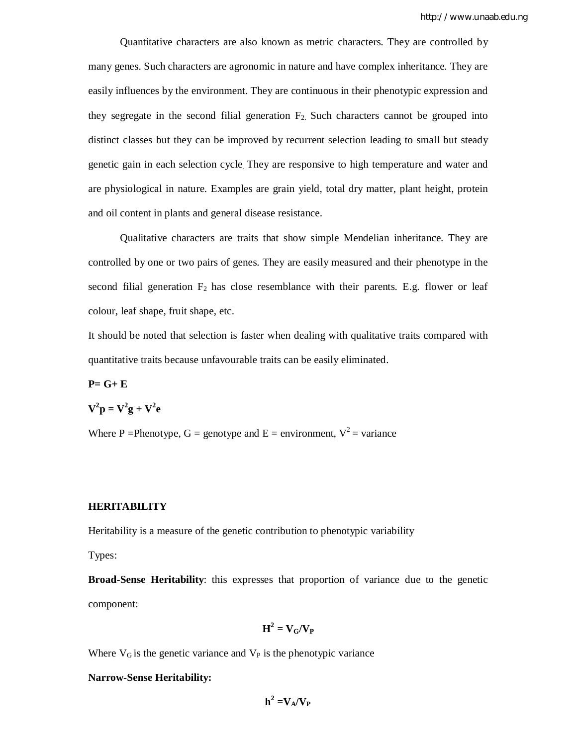Quantitative characters are also known as metric characters. They are controlled by many genes. Such characters are agronomic in nature and have complex inheritance. They are easily influences by the environment. They are continuous in their phenotypic expression and they segregate in the second filial generation $F_2$. Such characters cannot be grouped into distinct classes but they can be improved by recurrent selection leading to small but steady genetic gain in each selection cycle. They are responsive to high temperature and water and are physiological in nature. Examples are grain yield, total dry matter, plant height, protein and oil content in plants and general disease resistance.

Qualitative characters are traits that show simple Mendelian inheritance. They are controlled by one or two pairs of genes. They are easily measured and their phenotype in the second filial generation $F_2$ has close resemblance with their parents. E.g. flower or leaf colour, leaf shape, fruit shape, etc.

It should be noted that selection is faster when dealing with qualitative traits compared with quantitative traits because unfavourable traits can be easily eliminated.

$$\mathbf{P = G + E}$$

$$\mathbf{V^2p = V^2g + V^2e}$$

Where P =Phenotype, G = genotype and E = environment, $V^2$ = variance

**HERITABILITY**

Heritability is a measure of the genetic contribution to phenotypic variability

Types:

**Broad-Sense Heritability**: this expresses that proportion of variance due to the genetic component:

$$H^2 = V_G/V_P$$

Where $V_G$ is the genetic variance and $V_P$ is the phenotypic variance

**Narrow-Sense Heritability:**

$$h^2 = V_A/V_P$$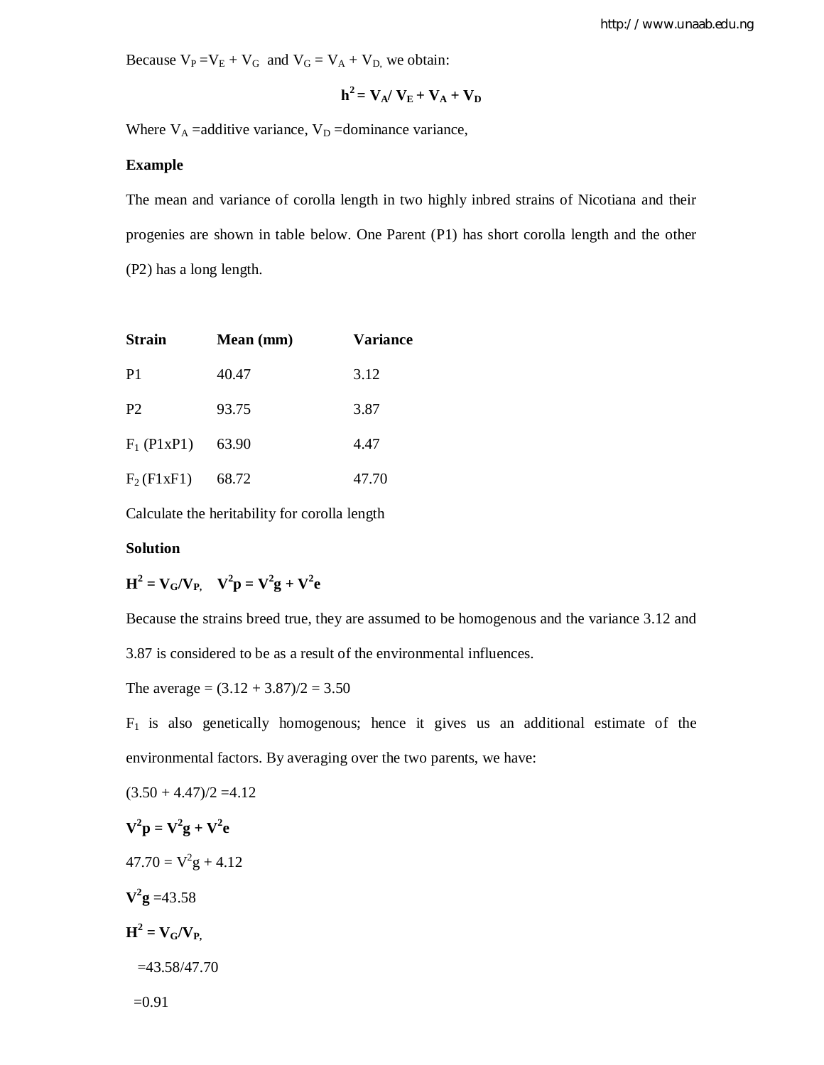Because $V_P = V_E + V_G$ and $V_G = V_A + V_D$, we obtain:

$$\mathbf{h^2 = V_A / V_E + V_A + V_D}$$

Where $V_A$ =additive variance, $V_D$ =dominance variance,

**Example**

The mean and variance of corolla length in two highly inbred strains of Nicotiana and their progenies are shown in table below. One Parent (P1) has short corolla length and the other (P2) has a long length.

| **Strain** | **Mean (mm)** | **Variance** |
|---|---|---|
| P1 | 40.47 | 3.12 |
| P2 | 93.75 | 3.87 |
| $F_1$ (P1xP1) | 63.90 | 4.47 |
| $F_2$ (F1xF1) | 68.72 | 47.70 |

Calculate the heritability for corolla length

**Solution**

$\mathbf{H^2 = V_G/V_P}$, $\mathbf{V^2p = V^2g + V^2e}$

Because the strains breed true, they are assumed to be homogenous and the variance 3.12 and 3.87 is considered to be as a result of the environmental influences.

The average = (3.12 + 3.87)/2 = 3.50

$F_1$ is also genetically homogenous; hence it gives us an additional estimate of the environmental factors. By averaging over the two parents, we have:

(3.50 + 4.47)/2 =4.12

$\mathbf{V^2p = V^2g + V^2e}$

$47.70 = V^2g + 4.12$

$\mathbf{V^2g}$ =43.58

$\mathbf{H^2 = V_G/V_P}$,

=43.58/47.70

=0.91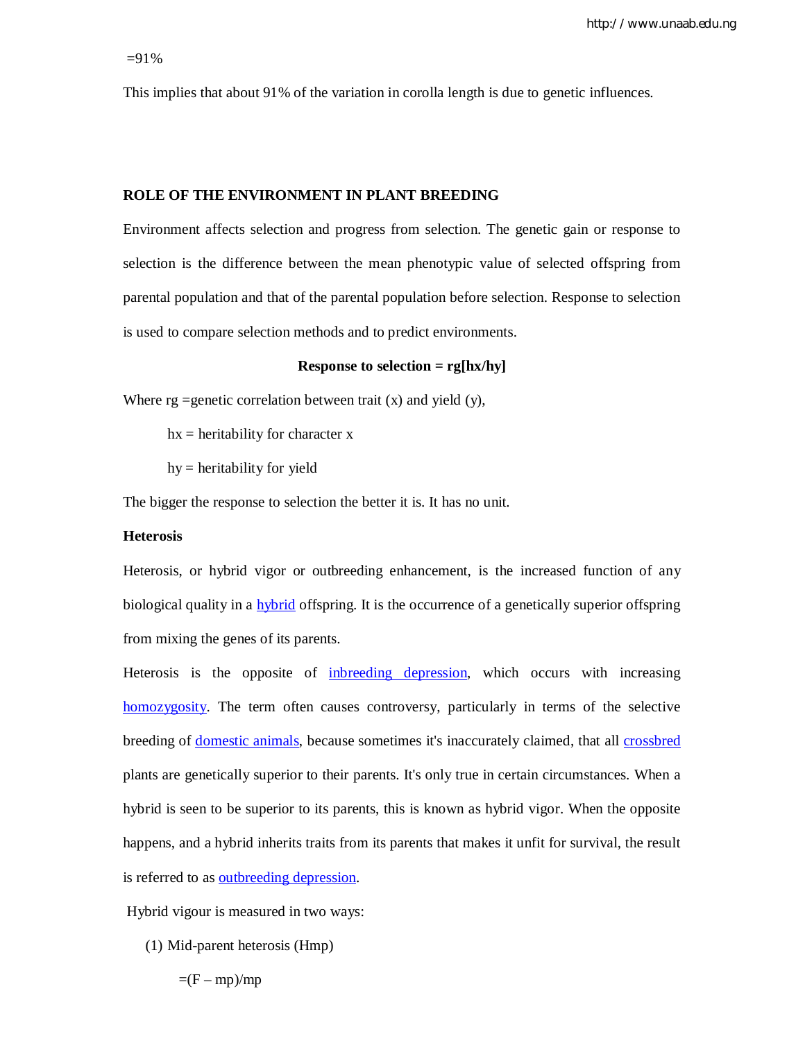=91%

This implies that about 91% of the variation in corolla length is due to genetic influences.

**ROLE OF THE ENVIRONMENT IN PLANT BREEDING**

Environment affects selection and progress from selection. The genetic gain or response to selection is the difference between the mean phenotypic value of selected offspring from parental population and that of the parental population before selection. Response to selection is used to compare selection methods and to predict environments.

**Response to selection = rg[hx/hy]**

Where rg =genetic correlation between trait (x) and yield (y),

hx = heritability for character x

hy = heritability for yield

The bigger the response to selection the better it is. It has no unit.

**Heterosis**

Heterosis, or hybrid vigor or outbreeding enhancement, is the increased function of any biological quality in a hybrid offspring. It is the occurrence of a genetically superior offspring from mixing the genes of its parents.

Heterosis is the opposite of inbreeding depression, which occurs with increasing homozygosity. The term often causes controversy, particularly in terms of the selective breeding of domestic animals, because sometimes it's inaccurately claimed, that all crossbred plants are genetically superior to their parents. It's only true in certain circumstances. When a hybrid is seen to be superior to its parents, this is known as hybrid vigor. When the opposite happens, and a hybrid inherits traits from its parents that makes it unfit for survival, the result is referred to as outbreeding depression.

Hybrid vigour is measured in two ways:

(1) Mid-parent heterosis (Hmp)

=(F – mp)/mp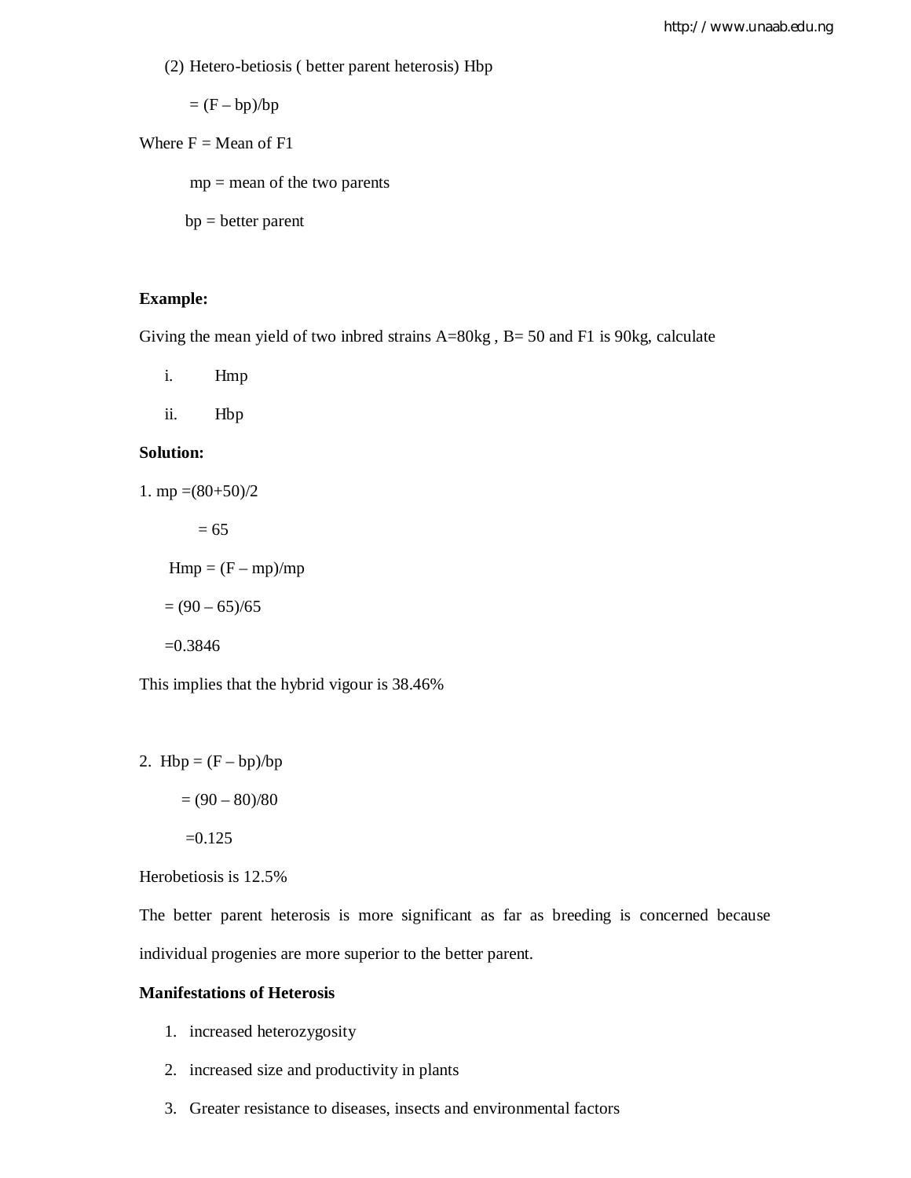(2) Hetero-betiosis ( better parent heterosis) Hbp

$= (F – bp)/bp$

Where F = Mean of F1

mp = mean of the two parents

bp = better parent

**Example:**

Giving the mean yield of two inbred strains A=80kg , B= 50 and F1 is 90kg, calculate

i. Hmp

ii. Hbp

**Solution:**

1. mp =(80+50)/2

= 65

Hmp = (F – mp)/mp

= (90 – 65)/65

=0.3846

This implies that the hybrid vigour is 38.46%

2. Hbp = (F – bp)/bp

= (90 – 80)/80

=0.125

Herobetiosis is 12.5%

The better parent heterosis is more significant as far as breeding is concerned because individual progenies are more superior to the better parent.

**Manifestations of Heterosis**

1. increased heterozygosity
2. increased size and productivity in plants
3. Greater resistance to diseases, insects and environmental factors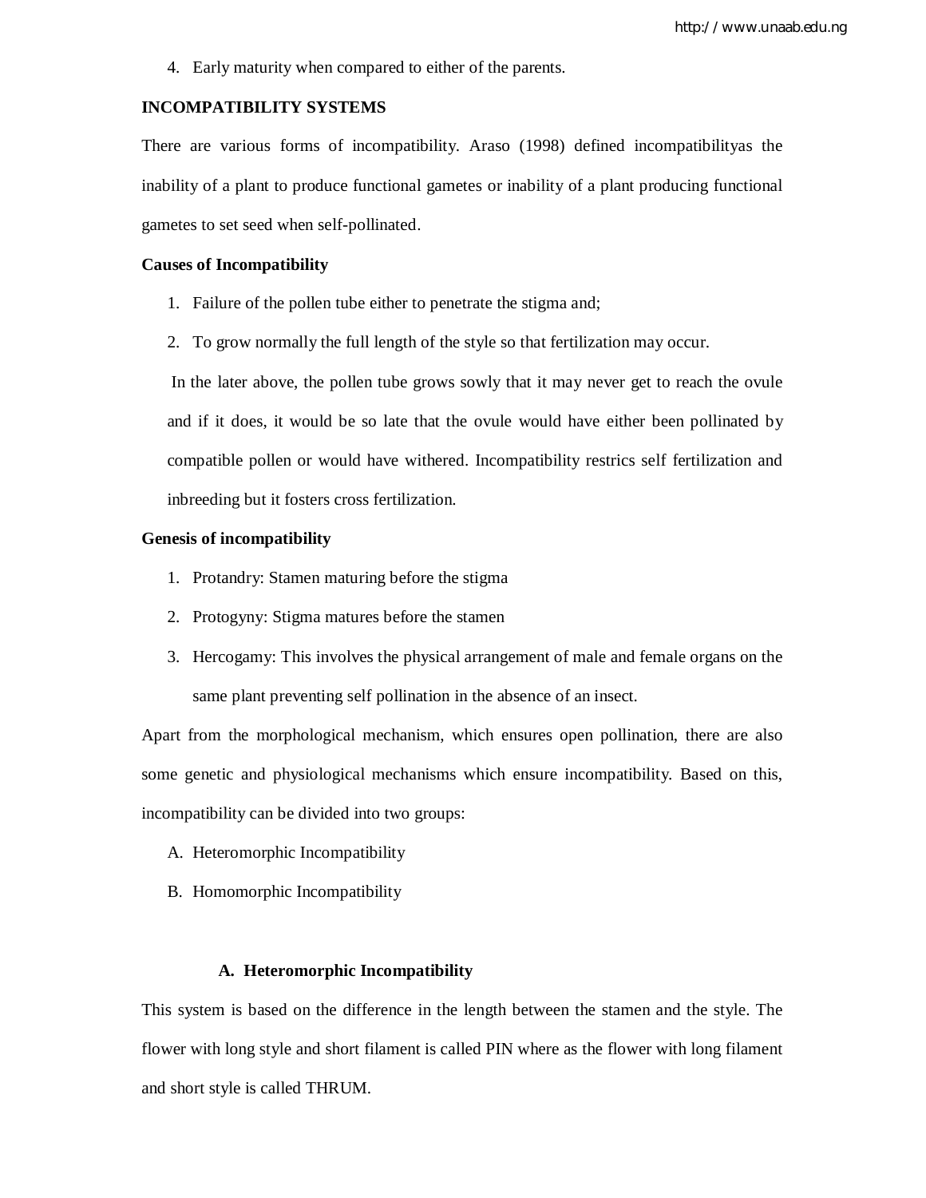4. Early maturity when compared to either of the parents.

**INCOMPATIBILITY SYSTEMS**

There are various forms of incompatibility. Araso (1998) defined incompatibilityas the inability of a plant to produce functional gametes or inability of a plant producing functional gametes to set seed when self-pollinated.

**Causes of Incompatibility**

1. Failure of the pollen tube either to penetrate the stigma and;
2. To grow normally the full length of the style so that fertilization may occur.

   In the later above, the pollen tube grows sowly that it may never get to reach the ovule and if it does, it would be so late that the ovule would have either been pollinated by compatible pollen or would have withered. Incompatibility restrics self fertilization and inbreeding but it fosters cross fertilization.

**Genesis of incompatibility**

1. Protandry: Stamen maturing before the stigma
2. Protogyny: Stigma matures before the stamen
3. Hercogamy: This involves the physical arrangement of male and female organs on the same plant preventing self pollination in the absence of an insect.

Apart from the morphological mechanism, which ensures open pollination, there are also some genetic and physiological mechanisms which ensure incompatibility. Based on this, incompatibility can be divided into two groups:

A. Heteromorphic Incompatibility
B. Homomorphic Incompatibility

### A. Heteromorphic Incompatibility

This system is based on the difference in the length between the stamen and the style. The flower with long style and short filament is called PIN where as the flower with long filament and short style is called THRUM.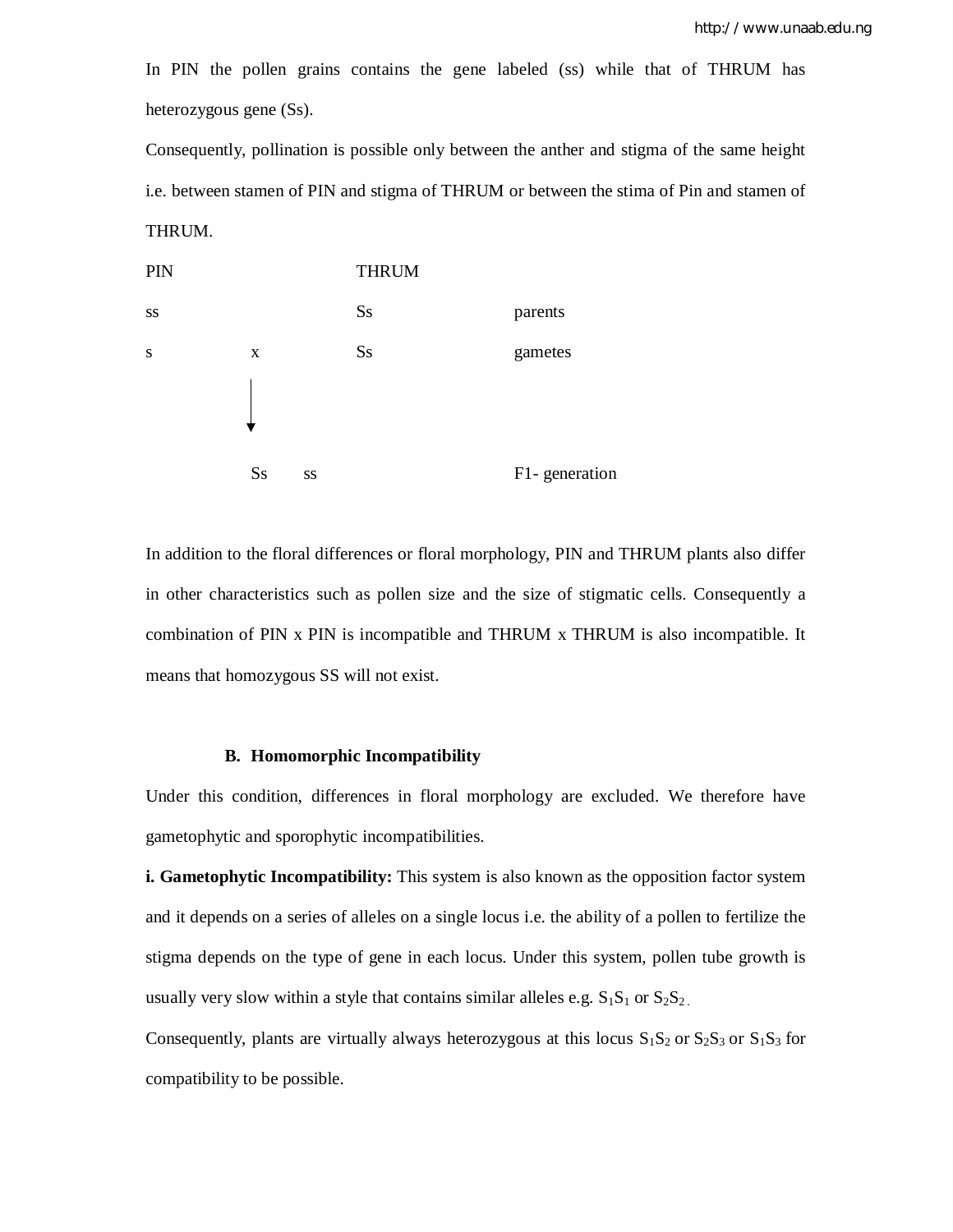In PIN the pollen grains contains the gene labeled (ss) while that of THRUM has heterozygous gene (Ss).

Consequently, pollination is possible only between the anther and stigma of the same height i.e. between stamen of PIN and stigma of THRUM or between the stima of Pin and stamen of THRUM.

| | | | |
|---|---|---|---|
| PIN | | THRUM | |
| ss | | Ss | parents |
| s | x | Ss | gametes |
| | ↓ | | |
| | Ss ss | | F1- generation |

In addition to the floral differences or floral morphology, PIN and THRUM plants also differ in other characteristics such as pollen size and the size of stigmatic cells. Consequently a combination of PIN x PIN is incompatible and THRUM x THRUM is also incompatible. It means that homozygous SS will not exist.

### B. Homomorphic Incompatibility

Under this condition, differences in floral morphology are excluded. We therefore have gametophytic and sporophytic incompatibilities.

**i. Gametophytic Incompatibility:** This system is also known as the opposition factor system and it depends on a series of alleles on a single locus i.e. the ability of a pollen to fertilize the stigma depends on the type of gene in each locus. Under this system, pollen tube growth is usually very slow within a style that contains similar alleles e.g. $S_1S_1$ or $S_2S_2$.

Consequently, plants are virtually always heterozygous at this locus $S_1S_2$ or $S_2S_3$ or $S_1S_3$ for compatibility to be possible.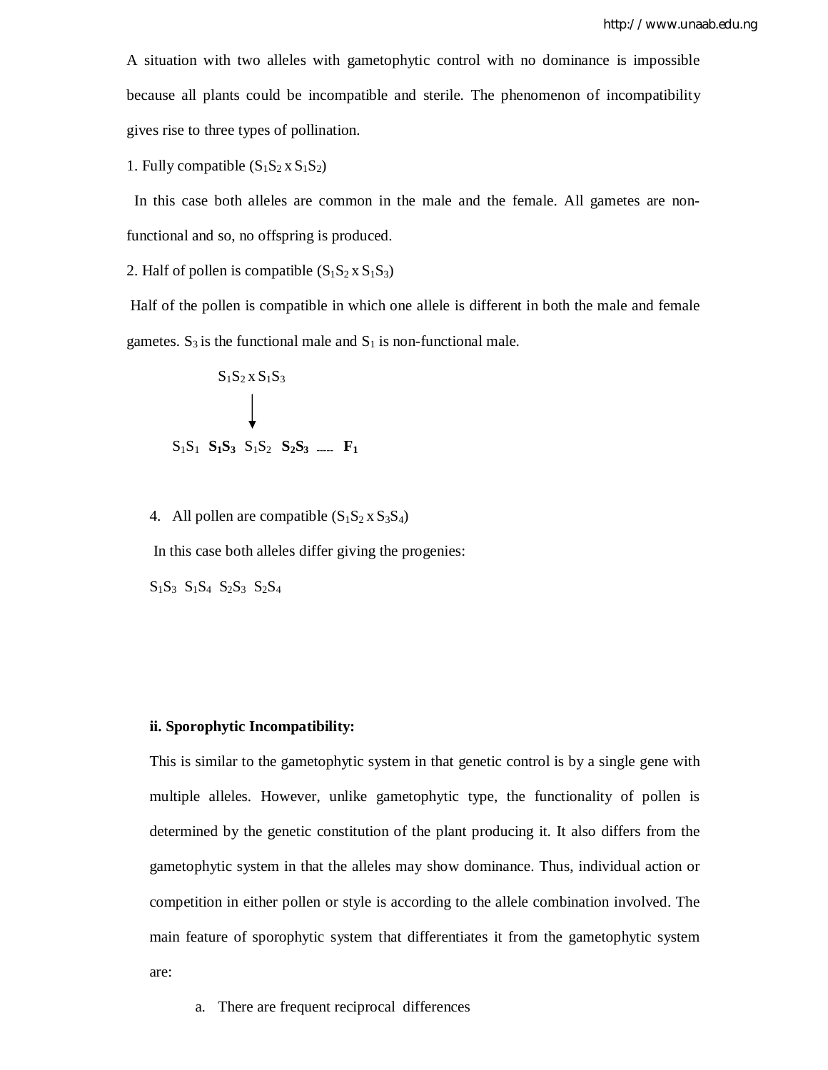A situation with two alleles with gametophytic control with no dominance is impossible because all plants could be incompatible and sterile. The phenomenon of incompatibility gives rise to three types of pollination.

1. Fully compatible ($S_1S_2$ x $S_1S_2$)

In this case both alleles are common in the male and the female. All gametes are non-functional and so, no offspring is produced.

2. Half of pollen is compatible ($S_1S_2$ x $S_1S_3$)

Half of the pollen is compatible in which one allele is different in both the male and female gametes. $S_3$ is the functional male and $S_1$ is non-functional male.

$$S_1S_2 \text{ x } S_1S_3$$

$$\downarrow$$

$S_1S_1$ **$S_1S_3$** $S_1S_2$ **$S_2S_3$** ----- **$F_1$**

4. All pollen are compatible ($S_1S_2$ x $S_3S_4$)

In this case both alleles differ giving the progenies:

$S_1S_3$ $S_1S_4$ $S_2S_3$ $S_2S_4$

**ii. Sporophytic Incompatibility:**

This is similar to the gametophytic system in that genetic control is by a single gene with multiple alleles. However, unlike gametophytic type, the functionality of pollen is determined by the genetic constitution of the plant producing it. It also differs from the gametophytic system in that the alleles may show dominance. Thus, individual action or competition in either pollen or style is according to the allele combination involved. The main feature of sporophytic system that differentiates it from the gametophytic system are:

a. There are frequent reciprocal differences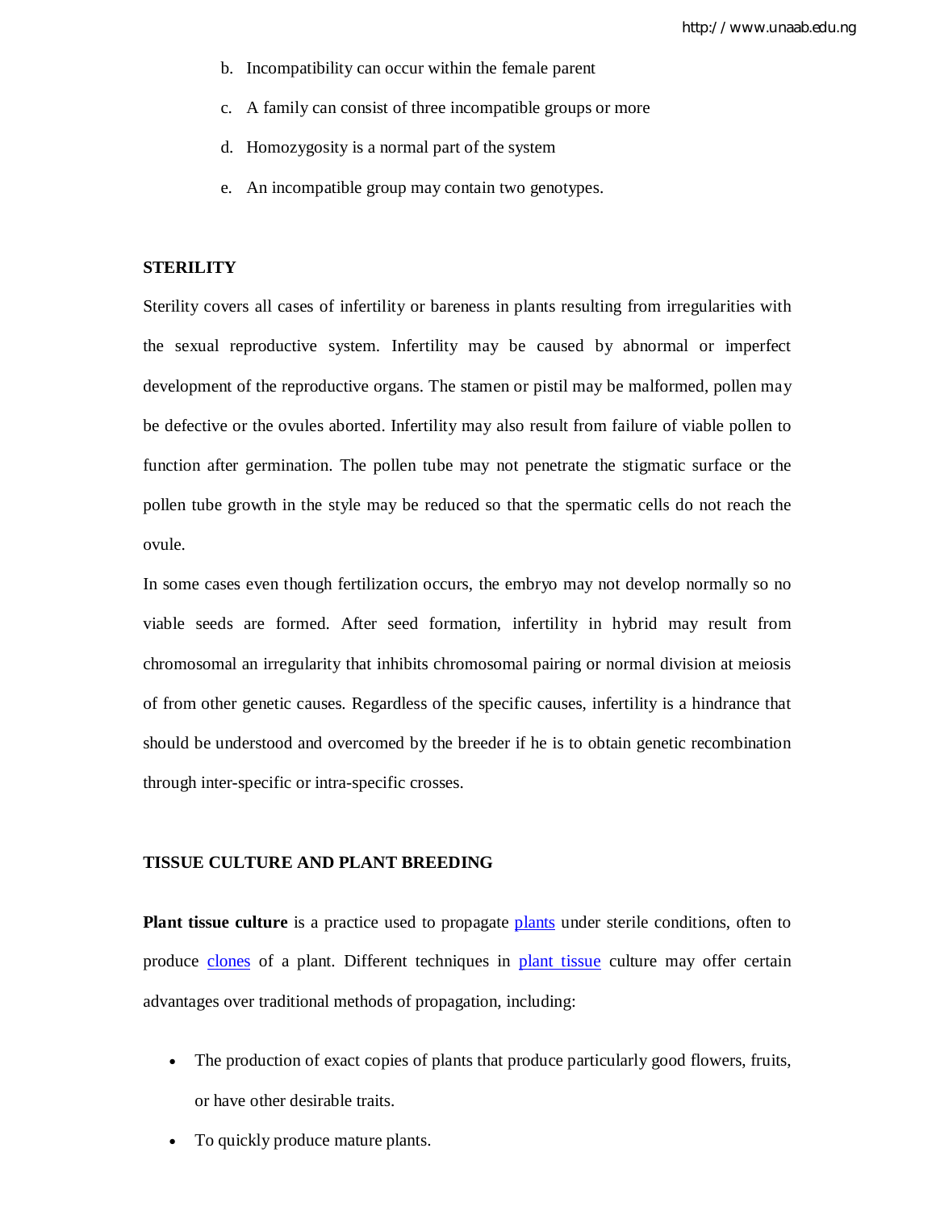b. Incompatibility can occur within the female parent

c. A family can consist of three incompatible groups or more

d. Homozygosity is a normal part of the system

e. An incompatible group may contain two genotypes.

## STERILITY

Sterility covers all cases of infertility or bareness in plants resulting from irregularities with the sexual reproductive system. Infertility may be caused by abnormal or imperfect development of the reproductive organs. The stamen or pistil may be malformed, pollen may be defective or the ovules aborted. Infertility may also result from failure of viable pollen to function after germination. The pollen tube may not penetrate the stigmatic surface or the pollen tube growth in the style may be reduced so that the spermatic cells do not reach the ovule.

In some cases even though fertilization occurs, the embryo may not develop normally so no viable seeds are formed. After seed formation, infertility in hybrid may result from chromosomal an irregularity that inhibits chromosomal pairing or normal division at meiosis of from other genetic causes. Regardless of the specific causes, infertility is a hindrance that should be understood and overcomed by the breeder if he is to obtain genetic recombination through inter-specific or intra-specific crosses.

## TISSUE CULTURE AND PLANT BREEDING

**Plant tissue culture** is a practice used to propagate plants under sterile conditions, often to produce clones of a plant. Different techniques in plant tissue culture may offer certain advantages over traditional methods of propagation, including:

- The production of exact copies of plants that produce particularly good flowers, fruits, or have other desirable traits.
- To quickly produce mature plants.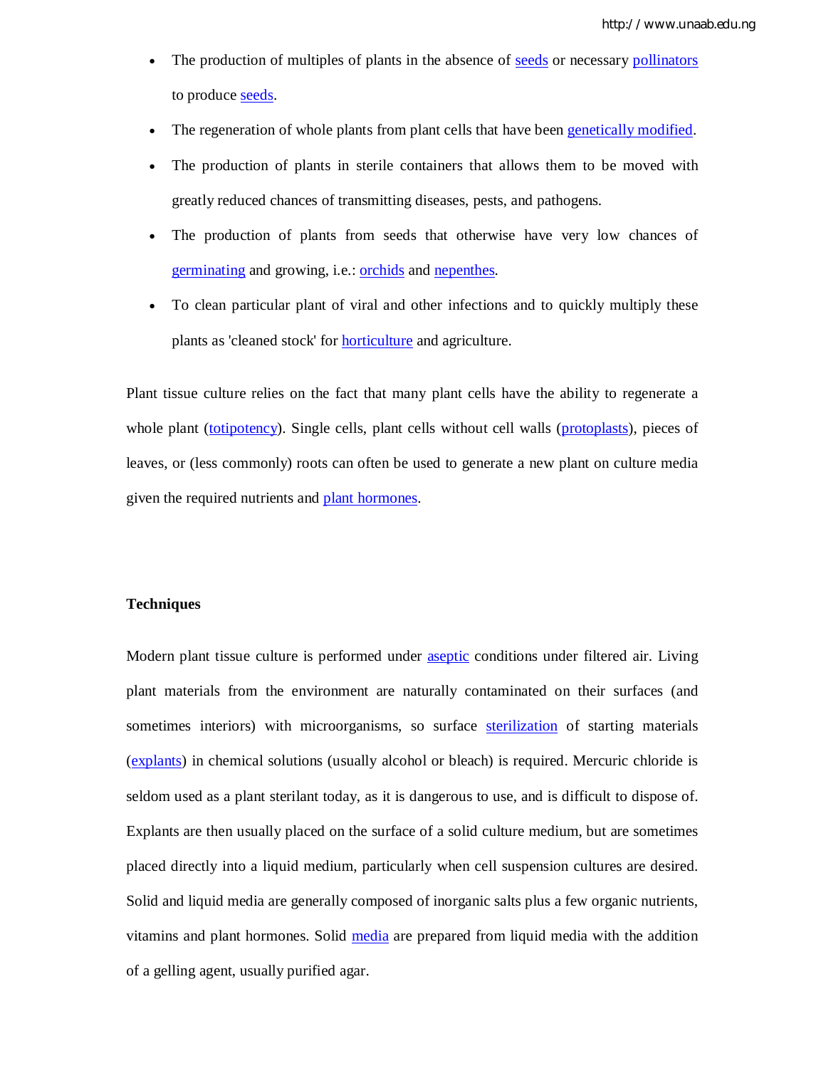- The production of multiples of plants in the absence of seeds or necessary pollinators to produce seeds.
- The regeneration of whole plants from plant cells that have been genetically modified.
- The production of plants in sterile containers that allows them to be moved with greatly reduced chances of transmitting diseases, pests, and pathogens.
- The production of plants from seeds that otherwise have very low chances of germinating and growing, i.e.: orchids and nepenthes.
- To clean particular plant of viral and other infections and to quickly multiply these plants as 'cleaned stock' for horticulture and agriculture.

Plant tissue culture relies on the fact that many plant cells have the ability to regenerate a whole plant (totipotency). Single cells, plant cells without cell walls (protoplasts), pieces of leaves, or (less commonly) roots can often be used to generate a new plant on culture media given the required nutrients and plant hormones.

**Techniques**

Modern plant tissue culture is performed under aseptic conditions under filtered air. Living plant materials from the environment are naturally contaminated on their surfaces (and sometimes interiors) with microorganisms, so surface sterilization of starting materials (explants) in chemical solutions (usually alcohol or bleach) is required. Mercuric chloride is seldom used as a plant sterilant today, as it is dangerous to use, and is difficult to dispose of. Explants are then usually placed on the surface of a solid culture medium, but are sometimes placed directly into a liquid medium, particularly when cell suspension cultures are desired. Solid and liquid media are generally composed of inorganic salts plus a few organic nutrients, vitamins and plant hormones. Solid media are prepared from liquid media with the addition of a gelling agent, usually purified agar.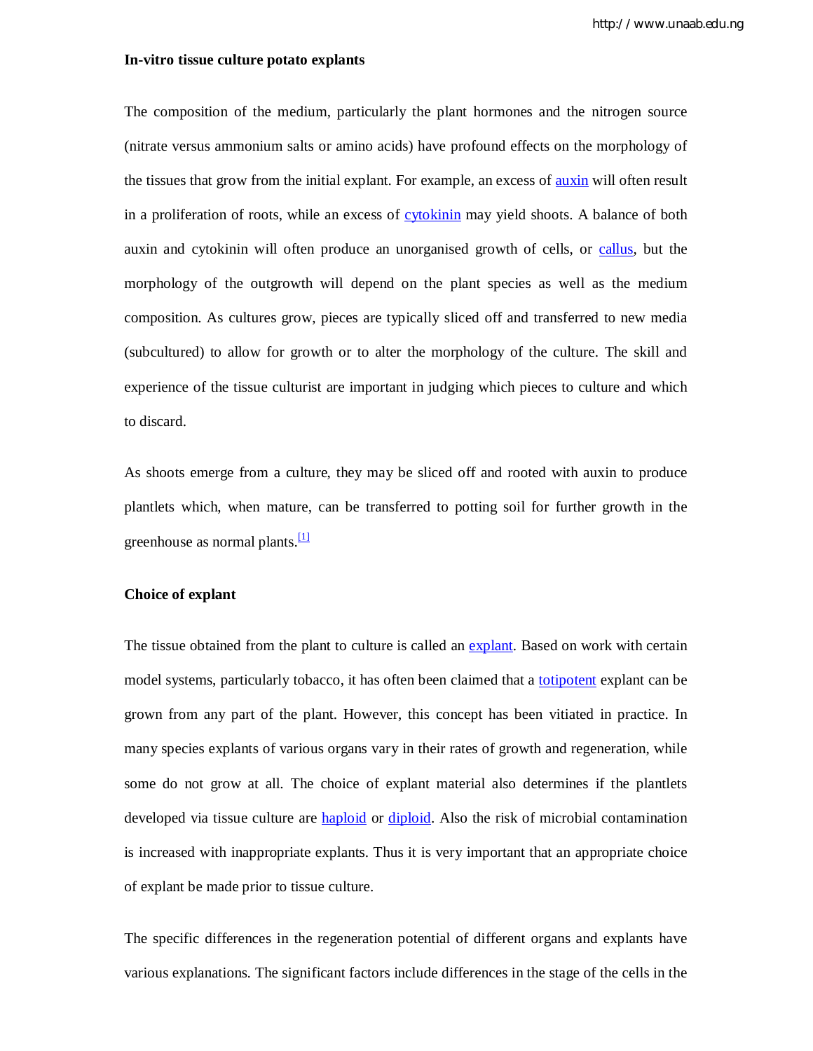**In-vitro tissue culture potato explants**

The composition of the medium, particularly the plant hormones and the nitrogen source (nitrate versus ammonium salts or amino acids) have profound effects on the morphology of the tissues that grow from the initial explant. For example, an excess of auxin will often result in a proliferation of roots, while an excess of cytokinin may yield shoots. A balance of both auxin and cytokinin will often produce an unorganised growth of cells, or callus, but the morphology of the outgrowth will depend on the plant species as well as the medium composition. As cultures grow, pieces are typically sliced off and transferred to new media (subcultured) to allow for growth or to alter the morphology of the culture. The skill and experience of the tissue culturist are important in judging which pieces to culture and which to discard.

As shoots emerge from a culture, they may be sliced off and rooted with auxin to produce plantlets which, when mature, can be transferred to potting soil for further growth in the greenhouse as normal plants.[1]

**Choice of explant**

The tissue obtained from the plant to culture is called an explant. Based on work with certain model systems, particularly tobacco, it has often been claimed that a totipotent explant can be grown from any part of the plant. However, this concept has been vitiated in practice. In many species explants of various organs vary in their rates of growth and regeneration, while some do not grow at all. The choice of explant material also determines if the plantlets developed via tissue culture are haploid or diploid. Also the risk of microbial contamination is increased with inappropriate explants. Thus it is very important that an appropriate choice of explant be made prior to tissue culture.

The specific differences in the regeneration potential of different organs and explants have various explanations. The significant factors include differences in the stage of the cells in the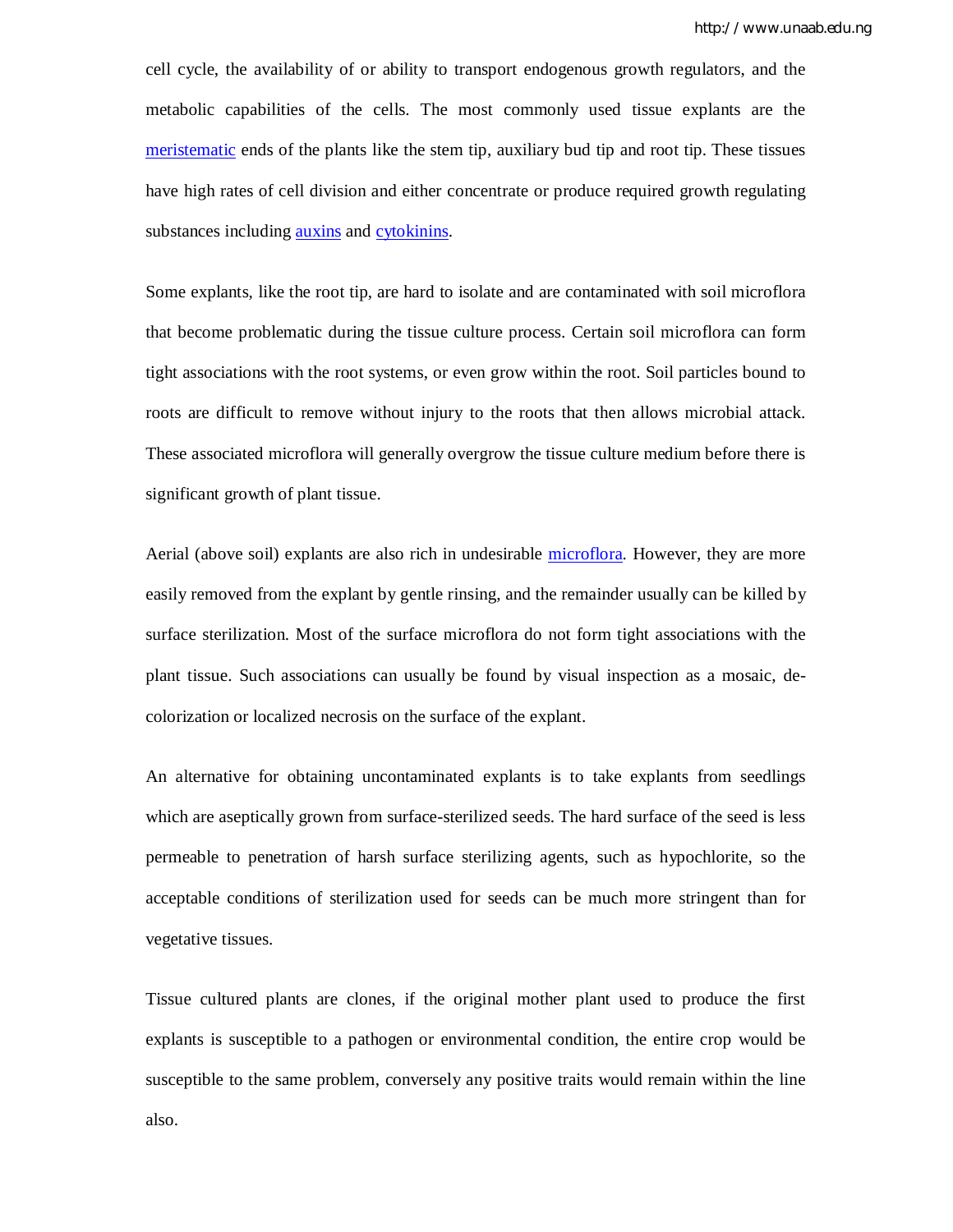cell cycle, the availability of or ability to transport endogenous growth regulators, and the metabolic capabilities of the cells. The most commonly used tissue explants are the meristematic ends of the plants like the stem tip, auxiliary bud tip and root tip. These tissues have high rates of cell division and either concentrate or produce required growth regulating substances including auxins and cytokinins.

Some explants, like the root tip, are hard to isolate and are contaminated with soil microflora that become problematic during the tissue culture process. Certain soil microflora can form tight associations with the root systems, or even grow within the root. Soil particles bound to roots are difficult to remove without injury to the roots that then allows microbial attack. These associated microflora will generally overgrow the tissue culture medium before there is significant growth of plant tissue.

Aerial (above soil) explants are also rich in undesirable microflora. However, they are more easily removed from the explant by gentle rinsing, and the remainder usually can be killed by surface sterilization. Most of the surface microflora do not form tight associations with the plant tissue. Such associations can usually be found by visual inspection as a mosaic, de-colorization or localized necrosis on the surface of the explant.

An alternative for obtaining uncontaminated explants is to take explants from seedlings which are aseptically grown from surface-sterilized seeds. The hard surface of the seed is less permeable to penetration of harsh surface sterilizing agents, such as hypochlorite, so the acceptable conditions of sterilization used for seeds can be much more stringent than for vegetative tissues.

Tissue cultured plants are clones, if the original mother plant used to produce the first explants is susceptible to a pathogen or environmental condition, the entire crop would be susceptible to the same problem, conversely any positive traits would remain within the line also.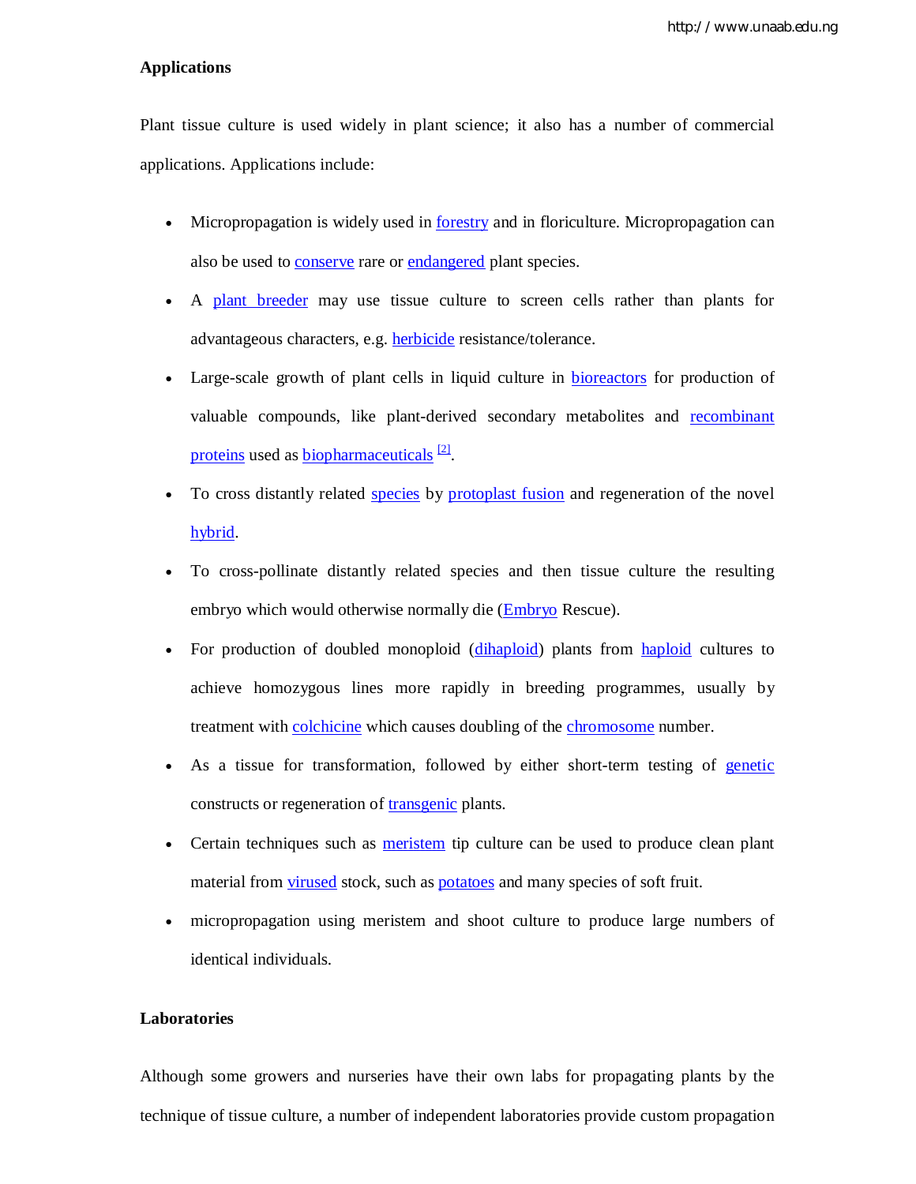## Applications

Plant tissue culture is used widely in plant science; it also has a number of commercial applications. Applications include:

- Micropropagation is widely used in forestry and in floriculture. Micropropagation can also be used to conserve rare or endangered plant species.
- A plant breeder may use tissue culture to screen cells rather than plants for advantageous characters, e.g. herbicide resistance/tolerance.
- Large-scale growth of plant cells in liquid culture in bioreactors for production of valuable compounds, like plant-derived secondary metabolites and recombinant proteins used as biopharmaceuticals [2].
- To cross distantly related species by protoplast fusion and regeneration of the novel hybrid.
- To cross-pollinate distantly related species and then tissue culture the resulting embryo which would otherwise normally die (Embryo Rescue).
- For production of doubled monoploid (dihaploid) plants from haploid cultures to achieve homozygous lines more rapidly in breeding programmes, usually by treatment with colchicine which causes doubling of the chromosome number.
- As a tissue for transformation, followed by either short-term testing of genetic constructs or regeneration of transgenic plants.
- Certain techniques such as meristem tip culture can be used to produce clean plant material from virused stock, such as potatoes and many species of soft fruit.
- micropropagation using meristem and shoot culture to produce large numbers of identical individuals.

## Laboratories

Although some growers and nurseries have their own labs for propagating plants by the technique of tissue culture, a number of independent laboratories provide custom propagation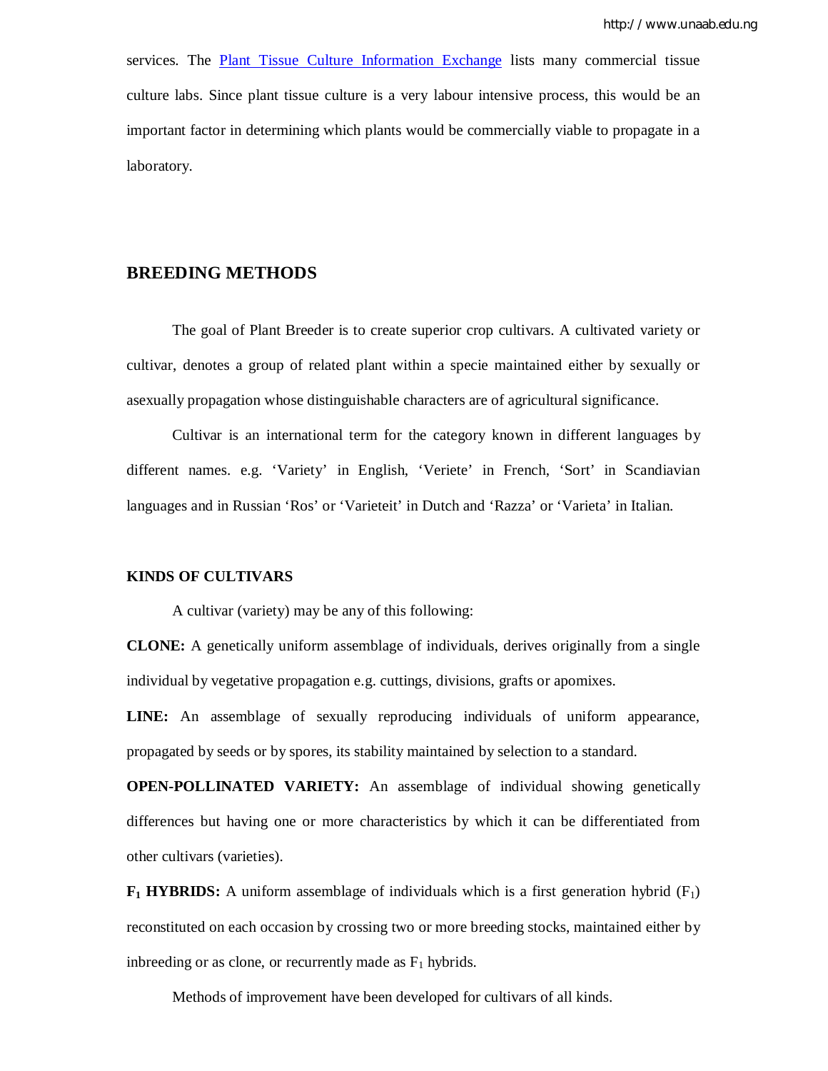services. The Plant Tissue Culture Information Exchange lists many commercial tissue culture labs. Since plant tissue culture is a very labour intensive process, this would be an important factor in determining which plants would be commercially viable to propagate in a laboratory.

## BREEDING METHODS

The goal of Plant Breeder is to create superior crop cultivars. A cultivated variety or cultivar, denotes a group of related plant within a specie maintained either by sexually or asexually propagation whose distinguishable characters are of agricultural significance.

Cultivar is an international term for the category known in different languages by different names. e.g. 'Variety' in English, 'Veriete' in French, 'Sort' in Scandiavian languages and in Russian 'Ros' or 'Varieteit' in Dutch and 'Razza' or 'Varieta' in Italian.

### KINDS OF CULTIVARS

A cultivar (variety) may be any of this following:

**CLONE:** A genetically uniform assemblage of individuals, derives originally from a single individual by vegetative propagation e.g. cuttings, divisions, grafts or apomixes.

**LINE:** An assemblage of sexually reproducing individuals of uniform appearance, propagated by seeds or by spores, its stability maintained by selection to a standard.

**OPEN-POLLINATED VARIETY:** An assemblage of individual showing genetically differences but having one or more characteristics by which it can be differentiated from other cultivars (varieties).

**$F_1$ HYBRIDS:** A uniform assemblage of individuals which is a first generation hybrid ($F_1$) reconstituted on each occasion by crossing two or more breeding stocks, maintained either by inbreeding or as clone, or recurrently made as $F_1$ hybrids.

Methods of improvement have been developed for cultivars of all kinds.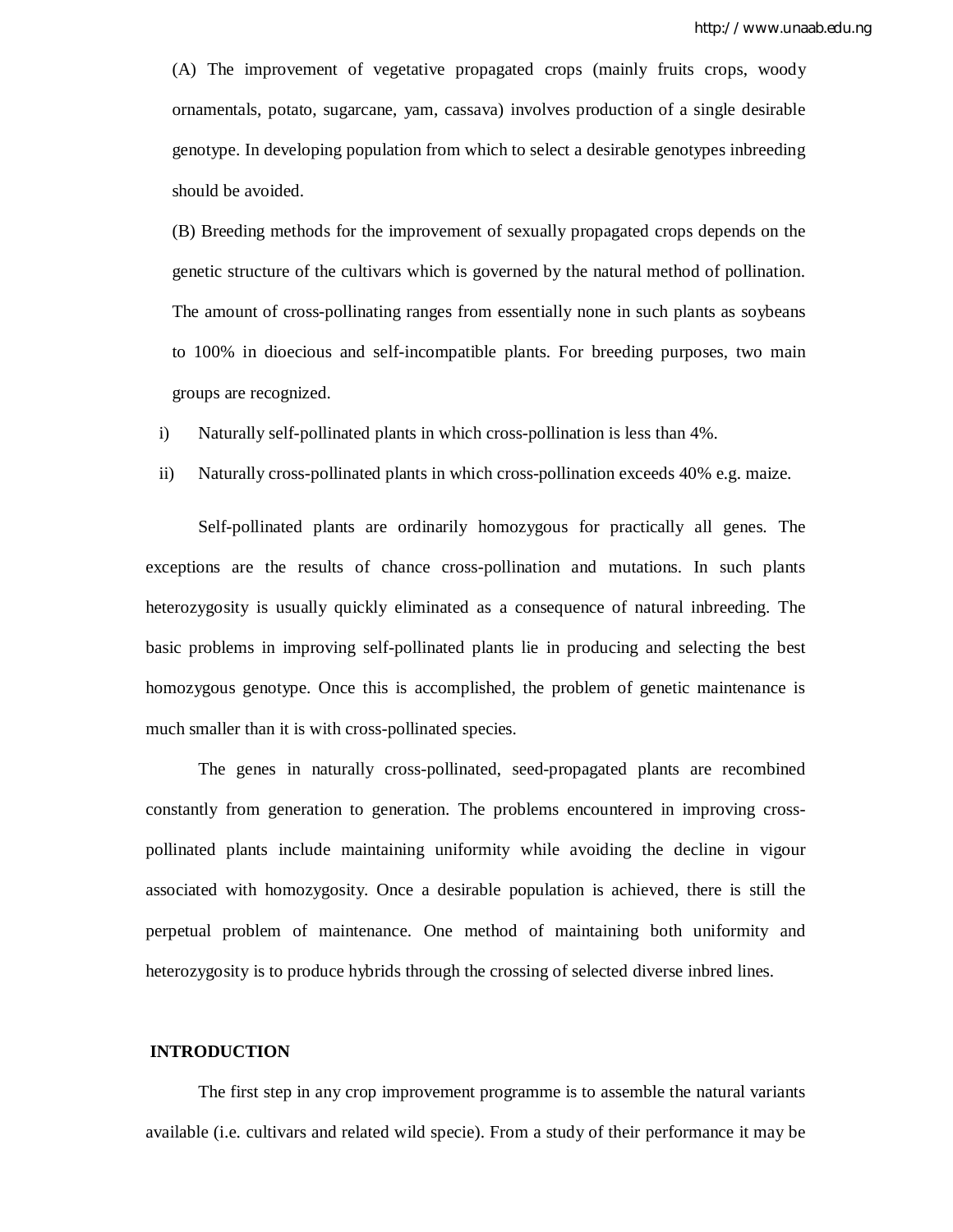(A) The improvement of vegetative propagated crops (mainly fruits crops, woody ornamentals, potato, sugarcane, yam, cassava) involves production of a single desirable genotype. In developing population from which to select a desirable genotypes inbreeding should be avoided.

(B) Breeding methods for the improvement of sexually propagated crops depends on the genetic structure of the cultivars which is governed by the natural method of pollination. The amount of cross-pollinating ranges from essentially none in such plants as soybeans to 100% in dioecious and self-incompatible plants. For breeding purposes, two main groups are recognized.

i) Naturally self-pollinated plants in which cross-pollination is less than 4%.

ii) Naturally cross-pollinated plants in which cross-pollination exceeds 40% e.g. maize.

Self-pollinated plants are ordinarily homozygous for practically all genes. The exceptions are the results of chance cross-pollination and mutations. In such plants heterozygosity is usually quickly eliminated as a consequence of natural inbreeding. The basic problems in improving self-pollinated plants lie in producing and selecting the best homozygous genotype. Once this is accomplished, the problem of genetic maintenance is much smaller than it is with cross-pollinated species.

The genes in naturally cross-pollinated, seed-propagated plants are recombined constantly from generation to generation. The problems encountered in improving cross-pollinated plants include maintaining uniformity while avoiding the decline in vigour associated with homozygosity. Once a desirable population is achieved, there is still the perpetual problem of maintenance. One method of maintaining both uniformity and heterozygosity is to produce hybrids through the crossing of selected diverse inbred lines.

**INTRODUCTION**

The first step in any crop improvement programme is to assemble the natural variants available (i.e. cultivars and related wild specie). From a study of their performance it may be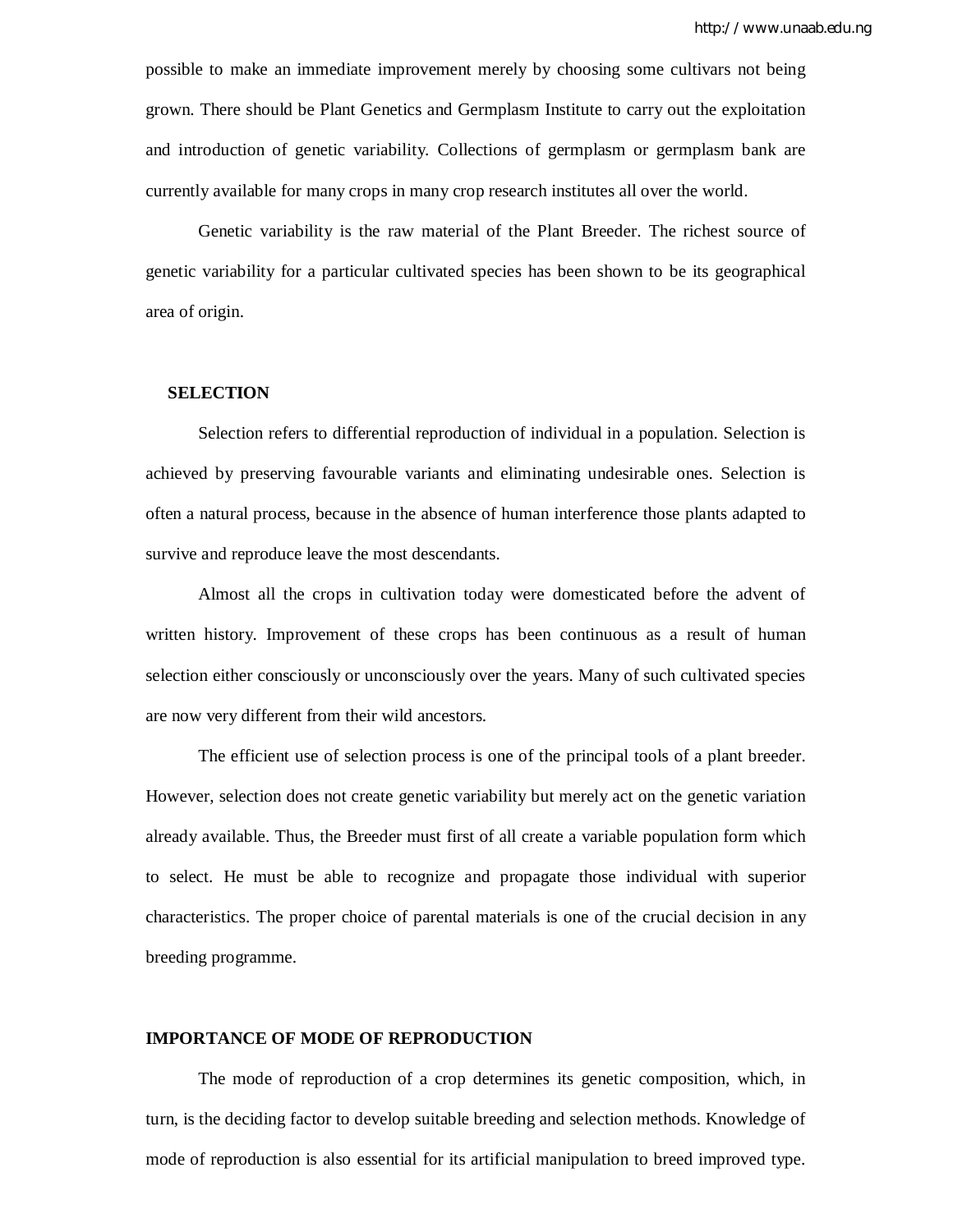possible to make an immediate improvement merely by choosing some cultivars not being grown. There should be Plant Genetics and Germplasm Institute to carry out the exploitation and introduction of genetic variability. Collections of germplasm or germplasm bank are currently available for many crops in many crop research institutes all over the world.

Genetic variability is the raw material of the Plant Breeder. The richest source of genetic variability for a particular cultivated species has been shown to be its geographical area of origin.

## SELECTION

Selection refers to differential reproduction of individual in a population. Selection is achieved by preserving favourable variants and eliminating undesirable ones. Selection is often a natural process, because in the absence of human interference those plants adapted to survive and reproduce leave the most descendants.

Almost all the crops in cultivation today were domesticated before the advent of written history. Improvement of these crops has been continuous as a result of human selection either consciously or unconsciously over the years. Many of such cultivated species are now very different from their wild ancestors.

The efficient use of selection process is one of the principal tools of a plant breeder. However, selection does not create genetic variability but merely act on the genetic variation already available. Thus, the Breeder must first of all create a variable population form which to select. He must be able to recognize and propagate those individual with superior characteristics. The proper choice of parental materials is one of the crucial decision in any breeding programme.

## IMPORTANCE OF MODE OF REPRODUCTION

The mode of reproduction of a crop determines its genetic composition, which, in turn, is the deciding factor to develop suitable breeding and selection methods. Knowledge of mode of reproduction is also essential for its artificial manipulation to breed improved type.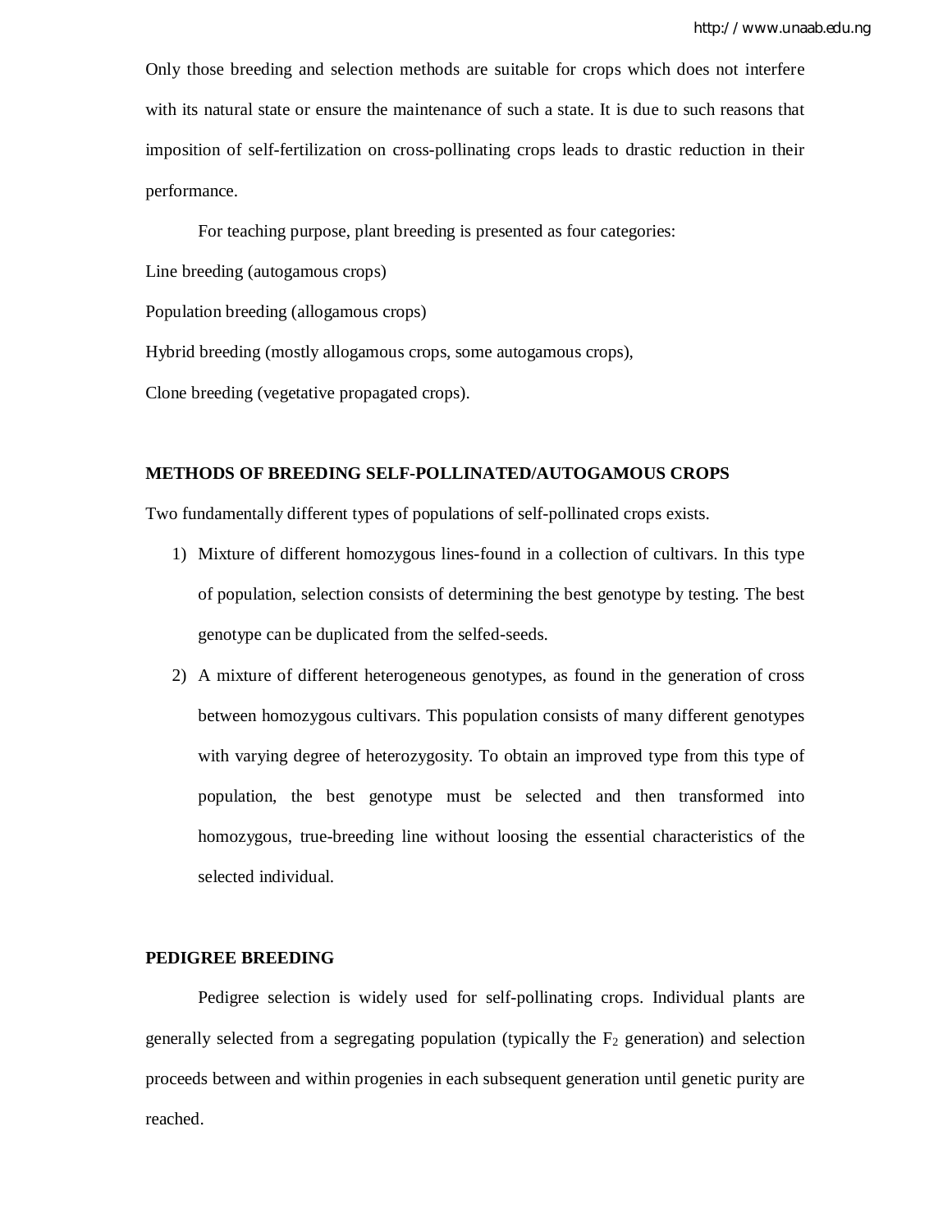Only those breeding and selection methods are suitable for crops which does not interfere with its natural state or ensure the maintenance of such a state. It is due to such reasons that imposition of self-fertilization on cross-pollinating crops leads to drastic reduction in their performance.

For teaching purpose, plant breeding is presented as four categories:

Line breeding (autogamous crops)

Population breeding (allogamous crops)

Hybrid breeding (mostly allogamous crops, some autogamous crops),

Clone breeding (vegetative propagated crops).

**METHODS OF BREEDING SELF-POLLINATED/AUTOGAMOUS CROPS**

Two fundamentally different types of populations of self-pollinated crops exists.

1) Mixture of different homozygous lines-found in a collection of cultivars. In this type of population, selection consists of determining the best genotype by testing. The best genotype can be duplicated from the selfed-seeds.
2) A mixture of different heterogeneous genotypes, as found in the generation of cross between homozygous cultivars. This population consists of many different genotypes with varying degree of heterozygosity. To obtain an improved type from this type of population, the best genotype must be selected and then transformed into homozygous, true-breeding line without loosing the essential characteristics of the selected individual.

**PEDIGREE BREEDING**

Pedigree selection is widely used for self-pollinating crops. Individual plants are generally selected from a segregating population (typically the $F_2$ generation) and selection proceeds between and within progenies in each subsequent generation until genetic purity are reached.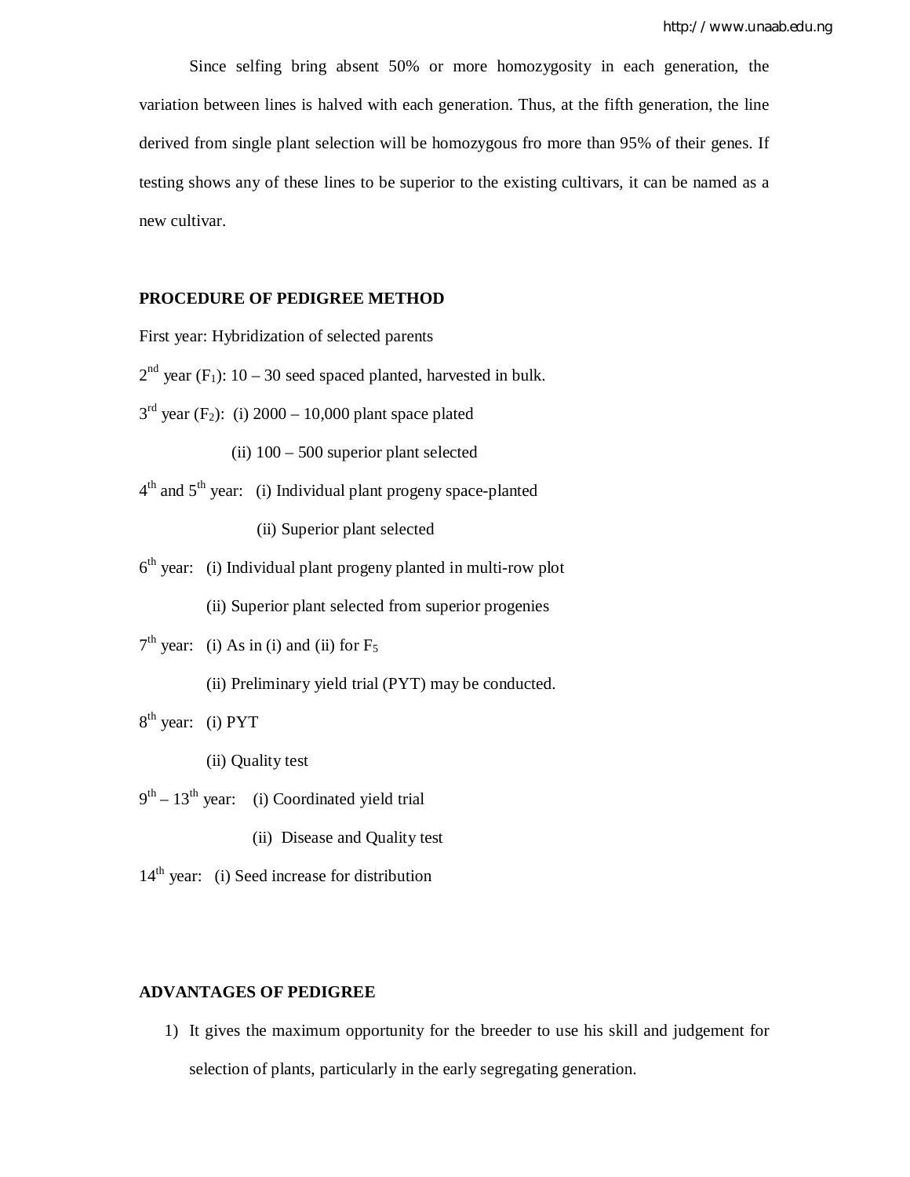Since selfing bring absent 50% or more homozygosity in each generation, the variation between lines is halved with each generation. Thus, at the fifth generation, the line derived from single plant selection will be homozygous fro more than 95% of their genes. If testing shows any of these lines to be superior to the existing cultivars, it can be named as a new cultivar.

**PROCEDURE OF PEDIGREE METHOD**

First year: Hybridization of selected parents

2nd year ($F_1$): 10 – 30 seed spaced planted, harvested in bulk.

3rd year ($F_2$): (i) 2000 – 10,000 plant space plated

(ii) 100 – 500 superior plant selected

4th and 5th year: (i) Individual plant progeny space-planted

(ii) Superior plant selected

6th year: (i) Individual plant progeny planted in multi-row plot

(ii) Superior plant selected from superior progenies

7th year: (i) As in (i) and (ii) for $F_5$

(ii) Preliminary yield trial (PYT) may be conducted.

8th year: (i) PYT

(ii) Quality test

9th – 13th year: (i) Coordinated yield trial

(ii) Disease and Quality test

14th year: (i) Seed increase for distribution

**ADVANTAGES OF PEDIGREE**

1) It gives the maximum opportunity for the breeder to use his skill and judgement for selection of plants, particularly in the early segregating generation.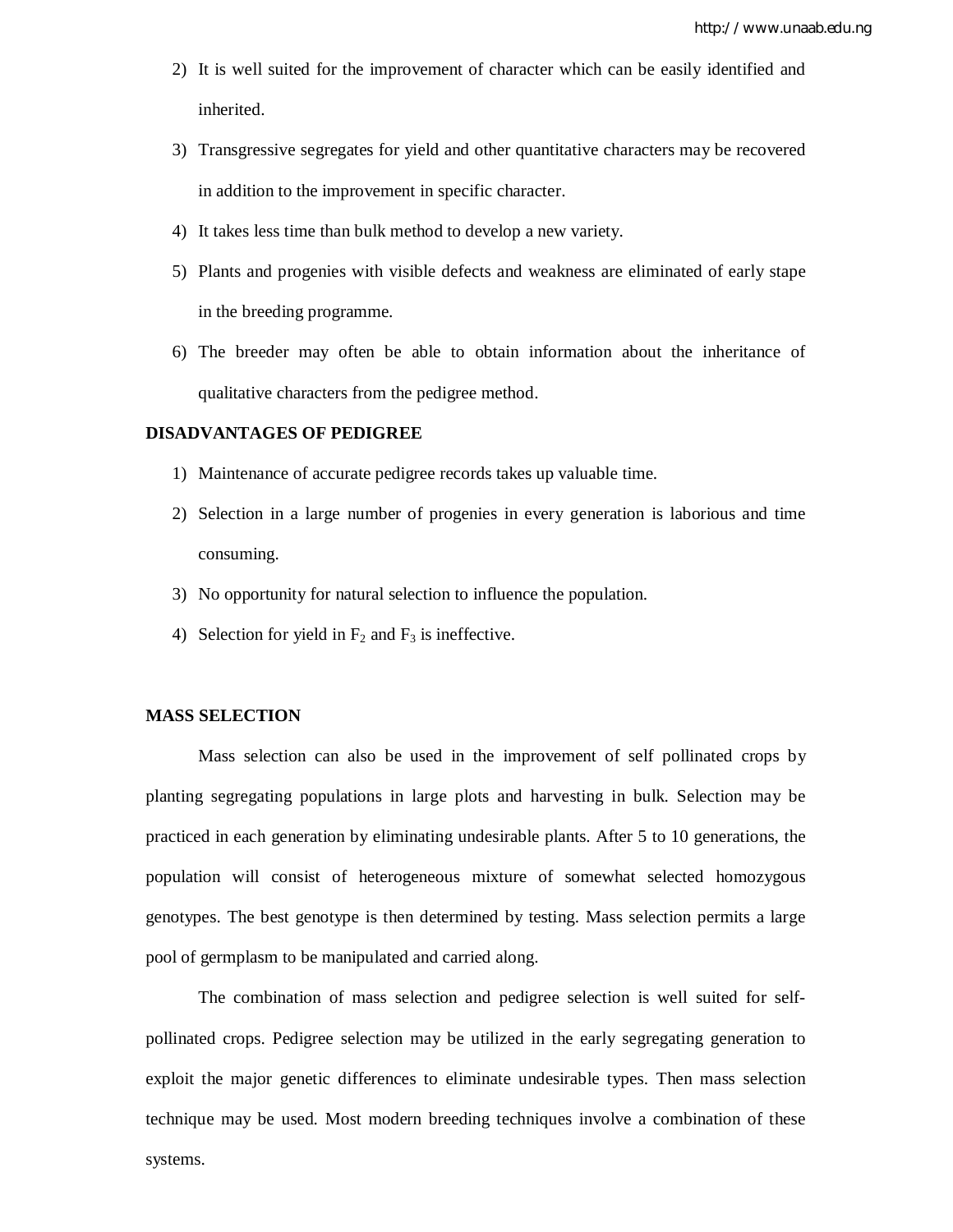2) It is well suited for the improvement of character which can be easily identified and inherited.
3) Transgressive segregates for yield and other quantitative characters may be recovered in addition to the improvement in specific character.
4) It takes less time than bulk method to develop a new variety.
5) Plants and progenies with visible defects and weakness are eliminated of early stape in the breeding programme.
6) The breeder may often be able to obtain information about the inheritance of qualitative characters from the pedigree method.

**DISADVANTAGES OF PEDIGREE**

1) Maintenance of accurate pedigree records takes up valuable time.
2) Selection in a large number of progenies in every generation is laborious and time consuming.
3) No opportunity for natural selection to influence the population.
4) Selection for yield in $F_2$ and $F_3$ is ineffective.

**MASS SELECTION**

Mass selection can also be used in the improvement of self pollinated crops by planting segregating populations in large plots and harvesting in bulk. Selection may be practiced in each generation by eliminating undesirable plants. After 5 to 10 generations, the population will consist of heterogeneous mixture of somewhat selected homozygous genotypes. The best genotype is then determined by testing. Mass selection permits a large pool of germplasm to be manipulated and carried along.

The combination of mass selection and pedigree selection is well suited for self-pollinated crops. Pedigree selection may be utilized in the early segregating generation to exploit the major genetic differences to eliminate undesirable types. Then mass selection technique may be used. Most modern breeding techniques involve a combination of these systems.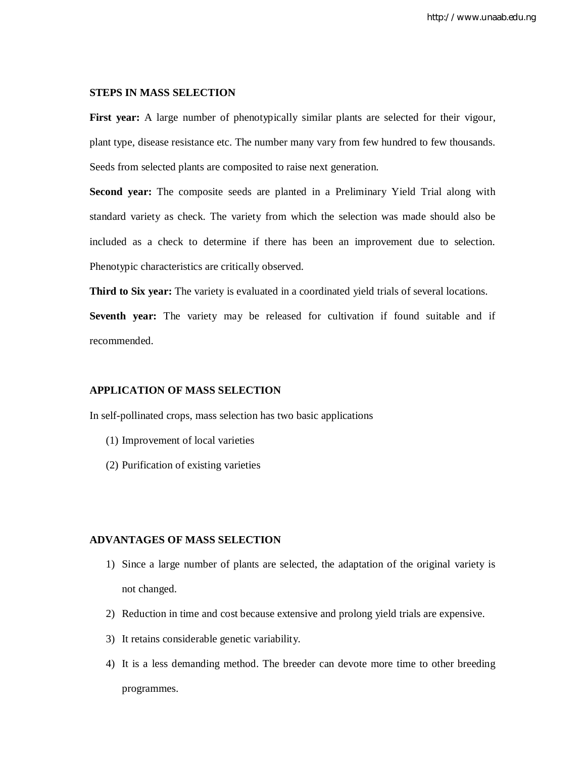## STEPS IN MASS SELECTION

**First year:** A large number of phenotypically similar plants are selected for their vigour, plant type, disease resistance etc. The number many vary from few hundred to few thousands. Seeds from selected plants are composited to raise next generation.

**Second year:** The composite seeds are planted in a Preliminary Yield Trial along with standard variety as check. The variety from which the selection was made should also be included as a check to determine if there has been an improvement due to selection. Phenotypic characteristics are critically observed.

**Third to Six year:** The variety is evaluated in a coordinated yield trials of several locations.

**Seventh year:** The variety may be released for cultivation if found suitable and if recommended.

## APPLICATION OF MASS SELECTION

In self-pollinated crops, mass selection has two basic applications

(1) Improvement of local varieties

(2) Purification of existing varieties

## ADVANTAGES OF MASS SELECTION

1) Since a large number of plants are selected, the adaptation of the original variety is not changed.
2) Reduction in time and cost because extensive and prolong yield trials are expensive.
3) It retains considerable genetic variability.
4) It is a less demanding method. The breeder can devote more time to other breeding programmes.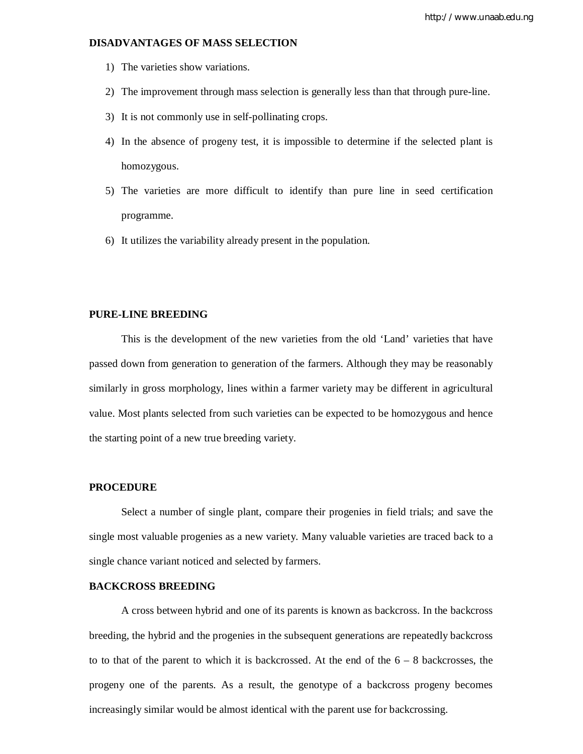## DISADVANTAGES OF MASS SELECTION

1) The varieties show variations.
2) The improvement through mass selection is generally less than that through pure-line.
3) It is not commonly use in self-pollinating crops.
4) In the absence of progeny test, it is impossible to determine if the selected plant is homozygous.
5) The varieties are more difficult to identify than pure line in seed certification programme.
6) It utilizes the variability already present in the population.

## PURE-LINE BREEDING

This is the development of the new varieties from the old 'Land' varieties that have passed down from generation to generation of the farmers. Although they may be reasonably similarly in gross morphology, lines within a farmer variety may be different in agricultural value. Most plants selected from such varieties can be expected to be homozygous and hence the starting point of a new true breeding variety.

## PROCEDURE

Select a number of single plant, compare their progenies in field trials; and save the single most valuable progenies as a new variety. Many valuable varieties are traced back to a single chance variant noticed and selected by farmers.

## BACKCROSS BREEDING

A cross between hybrid and one of its parents is known as backcross. In the backcross breeding, the hybrid and the progenies in the subsequent generations are repeatedly backcross to to that of the parent to which it is backcrossed. At the end of the 6 – 8 backcrosses, the progeny one of the parents. As a result, the genotype of a backcross progeny becomes increasingly similar would be almost identical with the parent use for backcrossing.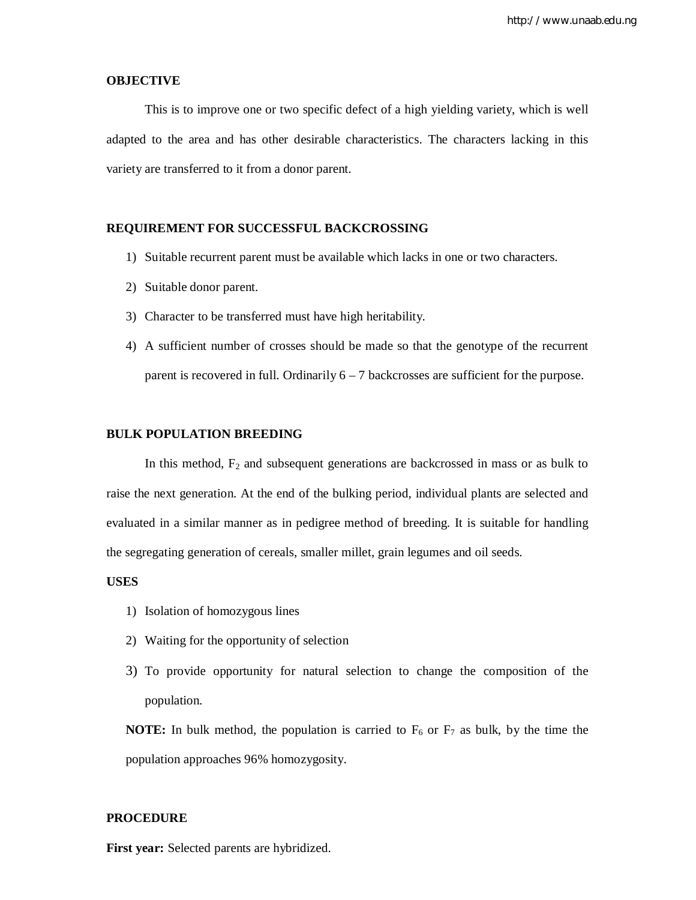**OBJECTIVE**

This is to improve one or two specific defect of a high yielding variety, which is well adapted to the area and has other desirable characteristics. The characters lacking in this variety are transferred to it from a donor parent.

**REQUIREMENT FOR SUCCESSFUL BACKCROSSING**

1) Suitable recurrent parent must be available which lacks in one or two characters.
2) Suitable donor parent.
3) Character to be transferred must have high heritability.
4) A sufficient number of crosses should be made so that the genotype of the recurrent parent is recovered in full. Ordinarily 6 – 7 backcrosses are sufficient for the purpose.

**BULK POPULATION BREEDING**

In this method, $F_2$ and subsequent generations are backcrossed in mass or as bulk to raise the next generation. At the end of the bulking period, individual plants are selected and evaluated in a similar manner as in pedigree method of breeding. It is suitable for handling the segregating generation of cereals, smaller millet, grain legumes and oil seeds.

**USES**

1) Isolation of homozygous lines
2) Waiting for the opportunity of selection
3) To provide opportunity for natural selection to change the composition of the population.

**NOTE:** In bulk method, the population is carried to $F_6$ or $F_7$ as bulk, by the time the population approaches 96% homozygosity.

**PROCEDURE**

**First year:** Selected parents are hybridized.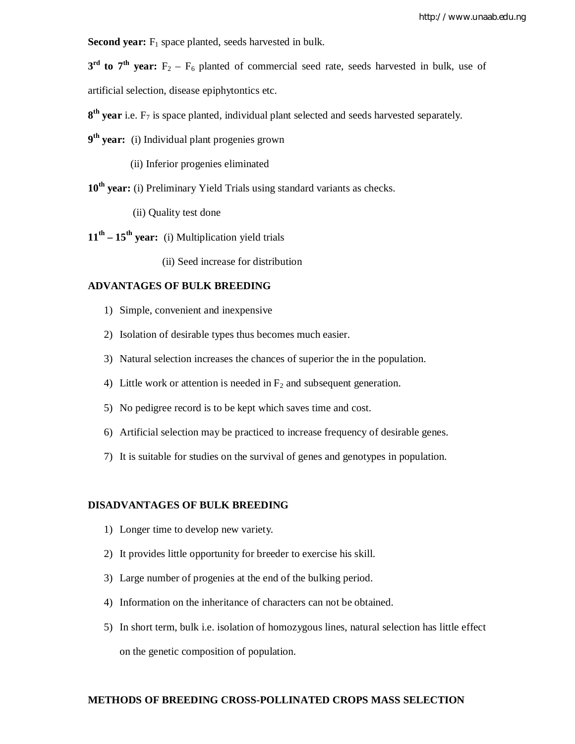**Second year:** $F_1$ space planted, seeds harvested in bulk.

**3rd to 7th year:** $F_2$ – $F_6$ planted of commercial seed rate, seeds harvested in bulk, use of artificial selection, disease epiphytontics etc.

**8th year** i.e. $F_7$ is space planted, individual plant selected and seeds harvested separately.

**9th year:** (i) Individual plant progenies grown

(ii) Inferior progenies eliminated

**10th year:** (i) Preliminary Yield Trials using standard variants as checks.

(ii) Quality test done

**11th – 15th year:** (i) Multiplication yield trials

(ii) Seed increase for distribution

**ADVANTAGES OF BULK BREEDING**

1) Simple, convenient and inexpensive
2) Isolation of desirable types thus becomes much easier.
3) Natural selection increases the chances of superior the in the population.
4) Little work or attention is needed in $F_2$ and subsequent generation.
5) No pedigree record is to be kept which saves time and cost.
6) Artificial selection may be practiced to increase frequency of desirable genes.
7) It is suitable for studies on the survival of genes and genotypes in population.

**DISADVANTAGES OF BULK BREEDING**

1) Longer time to develop new variety.
2) It provides little opportunity for breeder to exercise his skill.
3) Large number of progenies at the end of the bulking period.
4) Information on the inheritance of characters can not be obtained.
5) In short term, bulk i.e. isolation of homozygous lines, natural selection has little effect on the genetic composition of population.

**METHODS OF BREEDING CROSS-POLLINATED CROPS MASS SELECTION**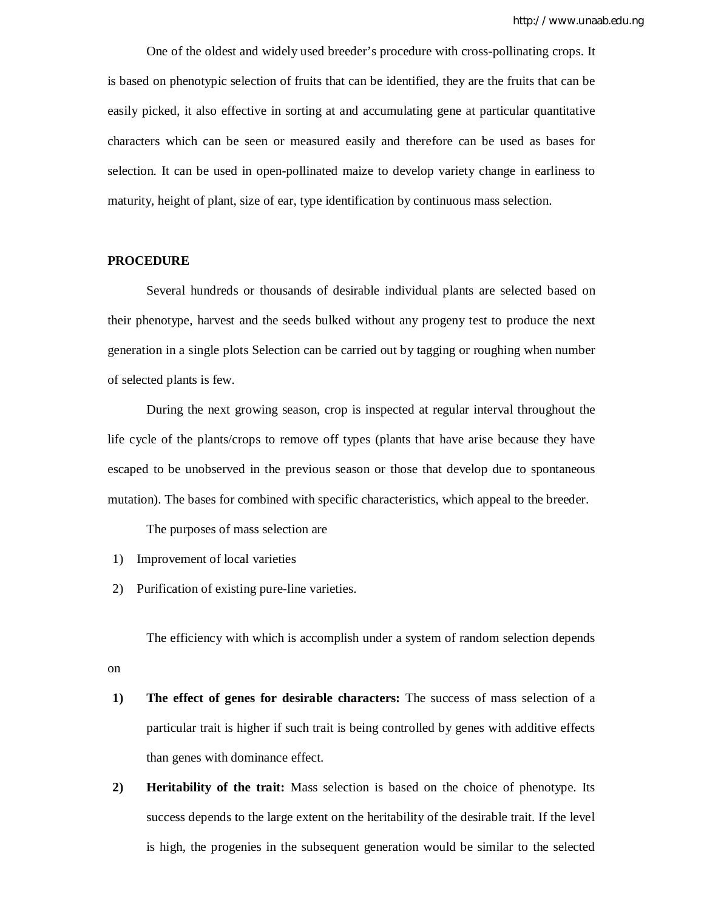One of the oldest and widely used breeder's procedure with cross-pollinating crops. It is based on phenotypic selection of fruits that can be identified, they are the fruits that can be easily picked, it also effective in sorting at and accumulating gene at particular quantitative characters which can be seen or measured easily and therefore can be used as bases for selection. It can be used in open-pollinated maize to develop variety change in earliness to maturity, height of plant, size of ear, type identification by continuous mass selection.

**PROCEDURE**

Several hundreds or thousands of desirable individual plants are selected based on their phenotype, harvest and the seeds bulked without any progeny test to produce the next generation in a single plots Selection can be carried out by tagging or roughing when number of selected plants is few.

During the next growing season, crop is inspected at regular interval throughout the life cycle of the plants/crops to remove off types (plants that have arise because they have escaped to be unobserved in the previous season or those that develop due to spontaneous mutation). The bases for combined with specific characteristics, which appeal to the breeder.

The purposes of mass selection are

1) Improvement of local varieties
2) Purification of existing pure-line varieties.

The efficiency with which is accomplish under a system of random selection depends on

1) **The effect of genes for desirable characters:** The success of mass selection of a particular trait is higher if such trait is being controlled by genes with additive effects than genes with dominance effect.
2) **Heritability of the trait:** Mass selection is based on the choice of phenotype. Its success depends to the large extent on the heritability of the desirable trait. If the level is high, the progenies in the subsequent generation would be similar to the selected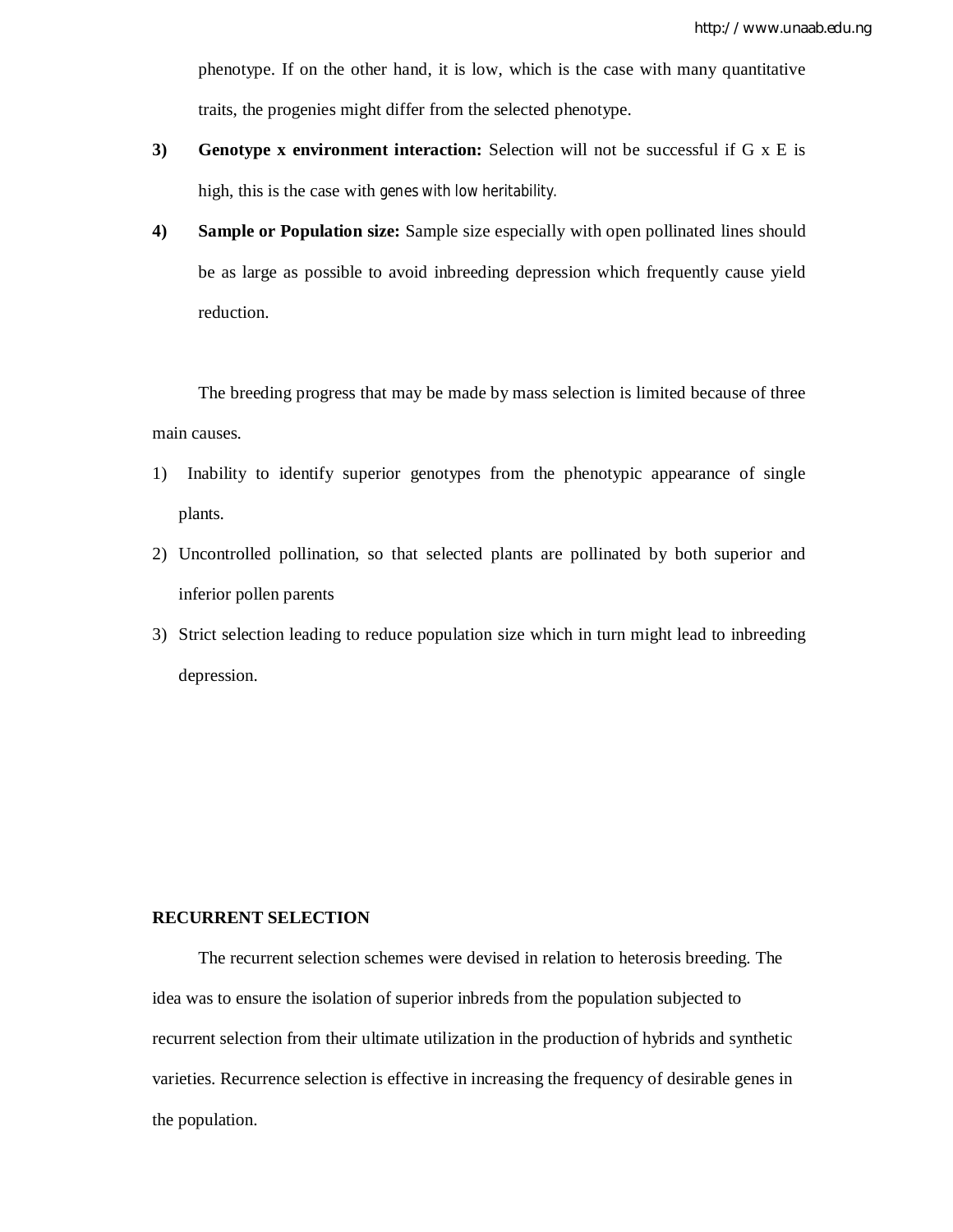phenotype. If on the other hand, it is low, which is the case with many quantitative traits, the progenies might differ from the selected phenotype.

3) **Genotype x environment interaction:** Selection will not be successful if G x E is high, this is the case with genes with low heritability.

4) **Sample or Population size:** Sample size especially with open pollinated lines should be as large as possible to avoid inbreeding depression which frequently cause yield reduction.

The breeding progress that may be made by mass selection is limited because of three main causes.

1) Inability to identify superior genotypes from the phenotypic appearance of single plants.
2) Uncontrolled pollination, so that selected plants are pollinated by both superior and inferior pollen parents
3) Strict selection leading to reduce population size which in turn might lead to inbreeding depression.

**RECURRENT SELECTION**

The recurrent selection schemes were devised in relation to heterosis breeding. The idea was to ensure the isolation of superior inbreds from the population subjected to recurrent selection from their ultimate utilization in the production of hybrids and synthetic varieties. Recurrence selection is effective in increasing the frequency of desirable genes in the population.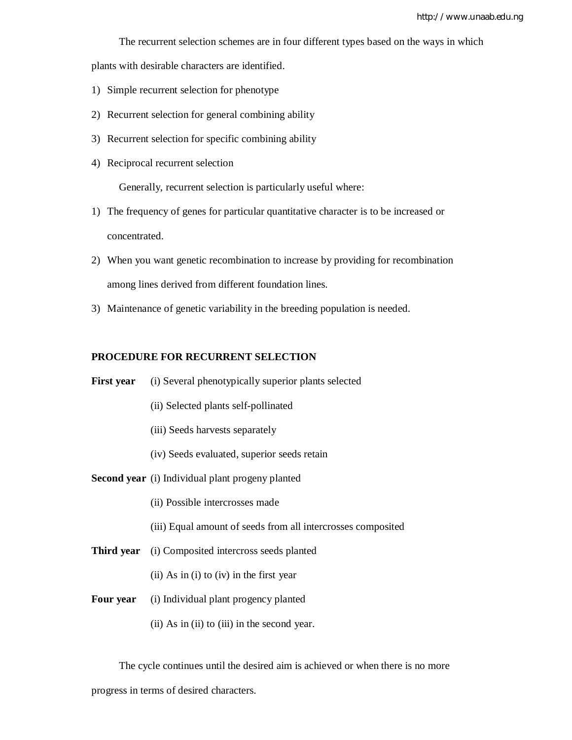The recurrent selection schemes are in four different types based on the ways in which plants with desirable characters are identified.

1) Simple recurrent selection for phenotype
2) Recurrent selection for general combining ability
3) Recurrent selection for specific combining ability
4) Reciprocal recurrent selection

Generally, recurrent selection is particularly useful where:

1) The frequency of genes for particular quantitative character is to be increased or concentrated.
2) When you want genetic recombination to increase by providing for recombination among lines derived from different foundation lines.
3) Maintenance of genetic variability in the breeding population is needed.

**PROCEDURE FOR RECURRENT SELECTION**

**First year** (i) Several phenotypically superior plants selected

(ii) Selected plants self-pollinated

(iii) Seeds harvests separately

(iv) Seeds evaluated, superior seeds retain

**Second year** (i) Individual plant progeny planted

(ii) Possible intercrosses made

(iii) Equal amount of seeds from all intercrosses composited

**Third year** (i) Composited intercross seeds planted

(ii) As in (i) to (iv) in the first year

**Four year** (i) Individual plant progency planted

(ii) As in (ii) to (iii) in the second year.

The cycle continues until the desired aim is achieved or when there is no more progress in terms of desired characters.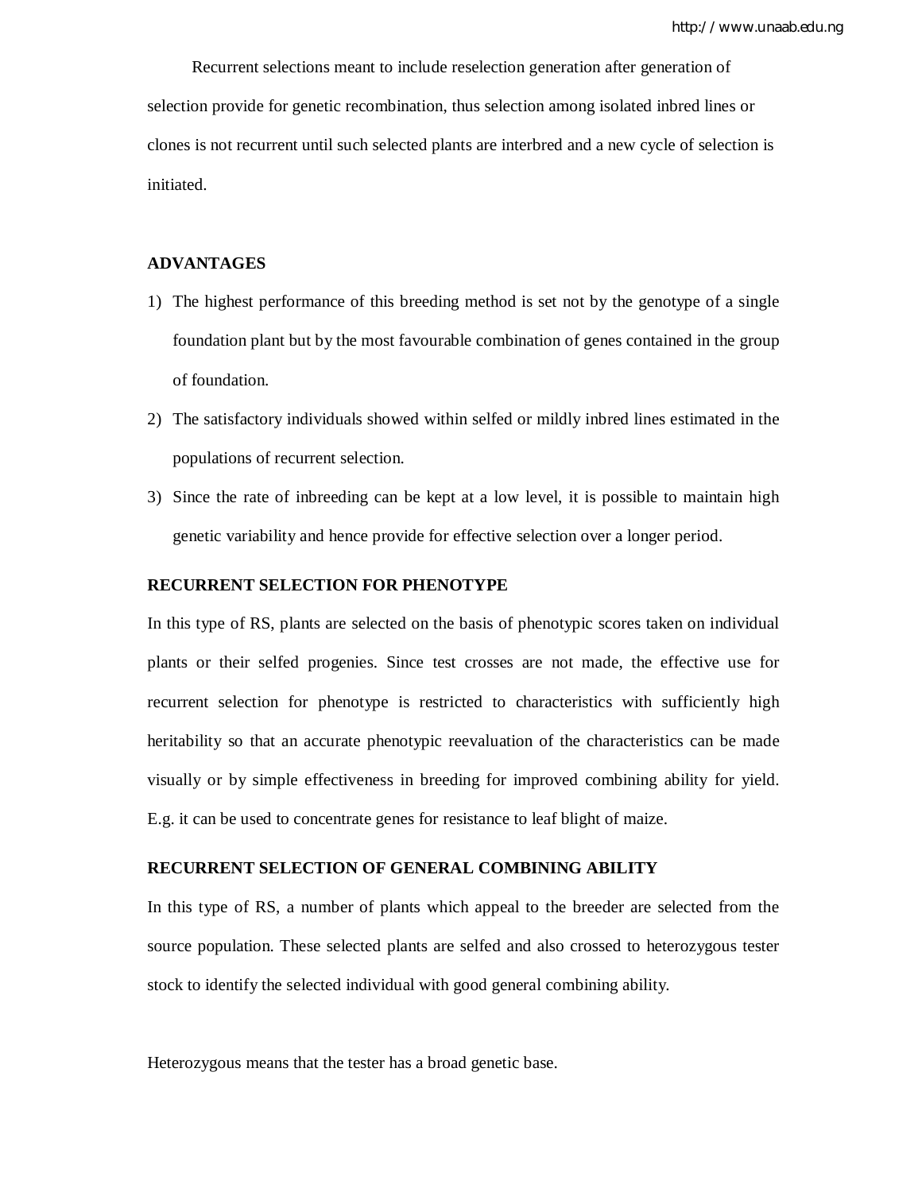Recurrent selections meant to include reselection generation after generation of selection provide for genetic recombination, thus selection among isolated inbred lines or clones is not recurrent until such selected plants are interbred and a new cycle of selection is initiated.

**ADVANTAGES**

1) The highest performance of this breeding method is set not by the genotype of a single foundation plant but by the most favourable combination of genes contained in the group of foundation.
2) The satisfactory individuals showed within selfed or mildly inbred lines estimated in the populations of recurrent selection.
3) Since the rate of inbreeding can be kept at a low level, it is possible to maintain high genetic variability and hence provide for effective selection over a longer period.

**RECURRENT SELECTION FOR PHENOTYPE**

In this type of RS, plants are selected on the basis of phenotypic scores taken on individual plants or their selfed progenies. Since test crosses are not made, the effective use for recurrent selection for phenotype is restricted to characteristics with sufficiently high heritability so that an accurate phenotypic reevaluation of the characteristics can be made visually or by simple effectiveness in breeding for improved combining ability for yield. E.g. it can be used to concentrate genes for resistance to leaf blight of maize.

**RECURRENT SELECTION OF GENERAL COMBINING ABILITY**

In this type of RS, a number of plants which appeal to the breeder are selected from the source population. These selected plants are selfed and also crossed to heterozygous tester stock to identify the selected individual with good general combining ability.

Heterozygous means that the tester has a broad genetic base.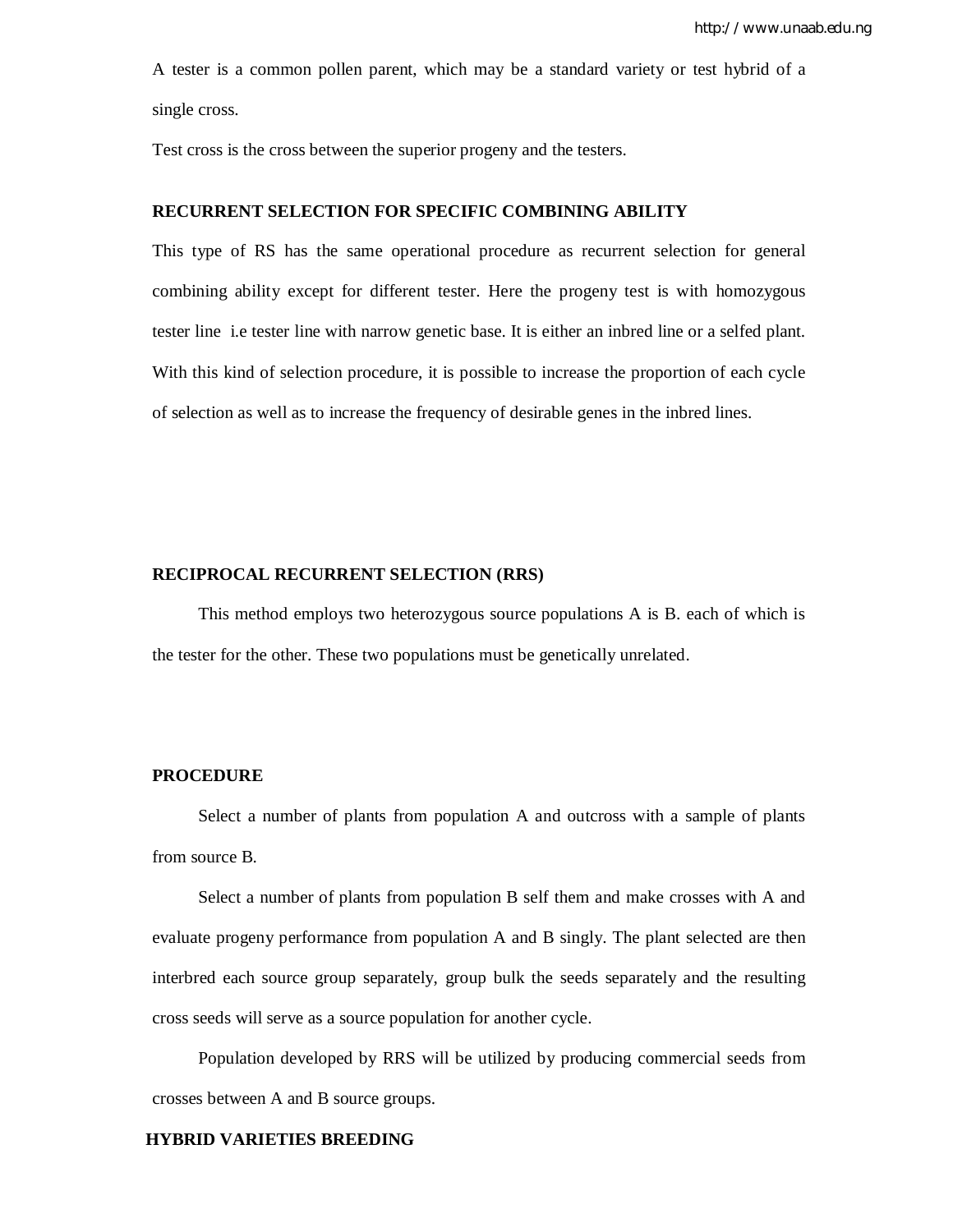A tester is a common pollen parent, which may be a standard variety or test hybrid of a single cross.

Test cross is the cross between the superior progeny and the testers.

## RECURRENT SELECTION FOR SPECIFIC COMBINING ABILITY

This type of RS has the same operational procedure as recurrent selection for general combining ability except for different tester. Here the progeny test is with homozygous tester line i.e tester line with narrow genetic base. It is either an inbred line or a selfed plant. With this kind of selection procedure, it is possible to increase the proportion of each cycle of selection as well as to increase the frequency of desirable genes in the inbred lines.

## RECIPROCAL RECURRENT SELECTION (RRS)

This method employs two heterozygous source populations A is B. each of which is the tester for the other. These two populations must be genetically unrelated.

## PROCEDURE

Select a number of plants from population A and outcross with a sample of plants from source B.

Select a number of plants from population B self them and make crosses with A and evaluate progeny performance from population A and B singly. The plant selected are then interbred each source group separately, group bulk the seeds separately and the resulting cross seeds will serve as a source population for another cycle.

Population developed by RRS will be utilized by producing commercial seeds from crosses between A and B source groups.

## HYBRID VARIETIES BREEDING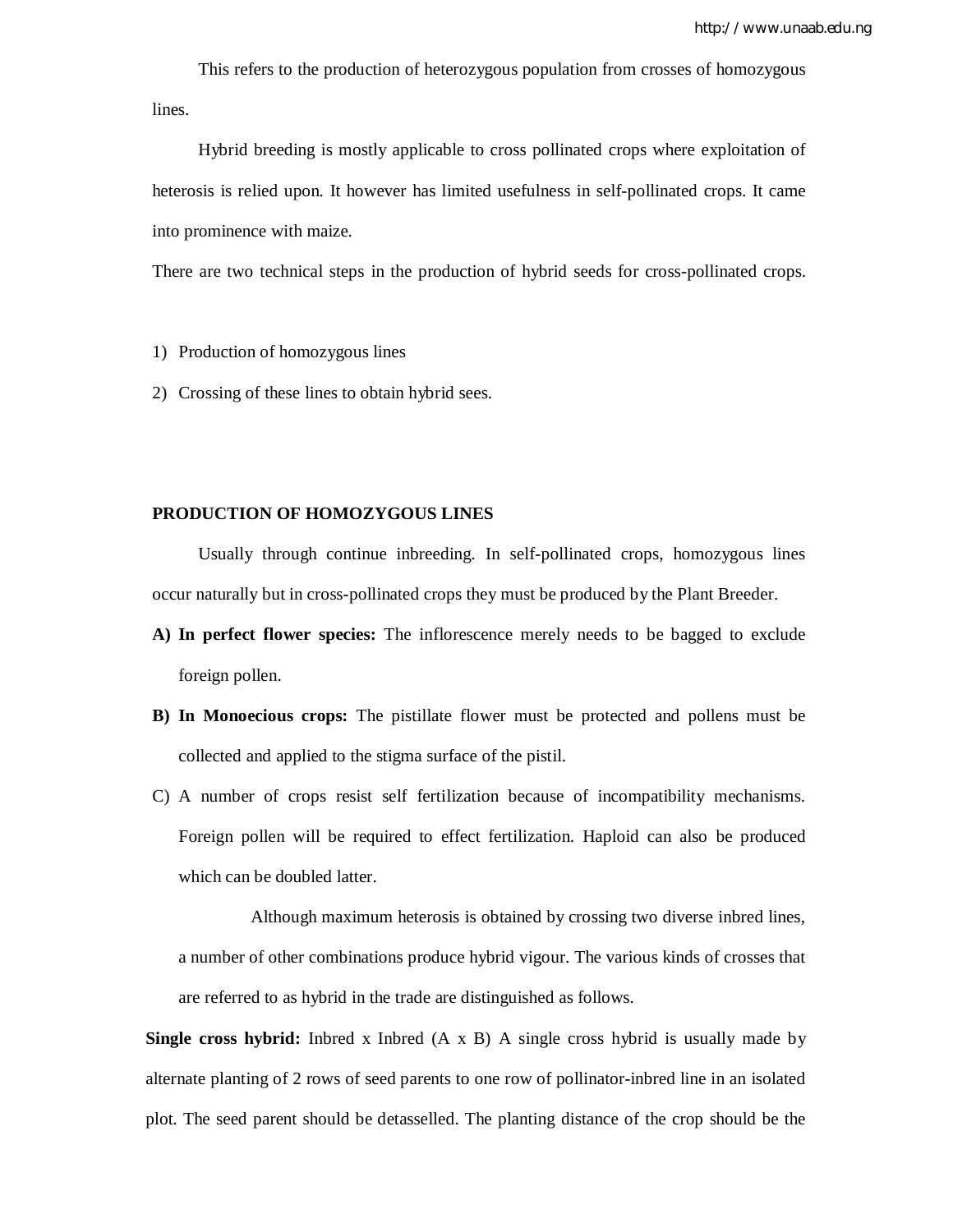This refers to the production of heterozygous population from crosses of homozygous lines.

Hybrid breeding is mostly applicable to cross pollinated crops where exploitation of heterosis is relied upon. It however has limited usefulness in self-pollinated crops. It came into prominence with maize.

There are two technical steps in the production of hybrid seeds for cross-pollinated crops.

1) Production of homozygous lines
2) Crossing of these lines to obtain hybrid sees.

**PRODUCTION OF HOMOZYGOUS LINES**

Usually through continue inbreeding. In self-pollinated crops, homozygous lines occur naturally but in cross-pollinated crops they must be produced by the Plant Breeder.

A) **In perfect flower species:** The inflorescence merely needs to be bagged to exclude foreign pollen.
B) **In Monoecious crops:** The pistillate flower must be protected and pollens must be collected and applied to the stigma surface of the pistil.
C) A number of crops resist self fertilization because of incompatibility mechanisms. Foreign pollen will be required to effect fertilization. Haploid can also be produced which can be doubled latter.

Although maximum heterosis is obtained by crossing two diverse inbred lines, a number of other combinations produce hybrid vigour. The various kinds of crosses that are referred to as hybrid in the trade are distinguished as follows.

**Single cross hybrid:** Inbred x Inbred (A x B) A single cross hybrid is usually made by alternate planting of 2 rows of seed parents to one row of pollinator-inbred line in an isolated plot. The seed parent should be detasselled. The planting distance of the crop should be the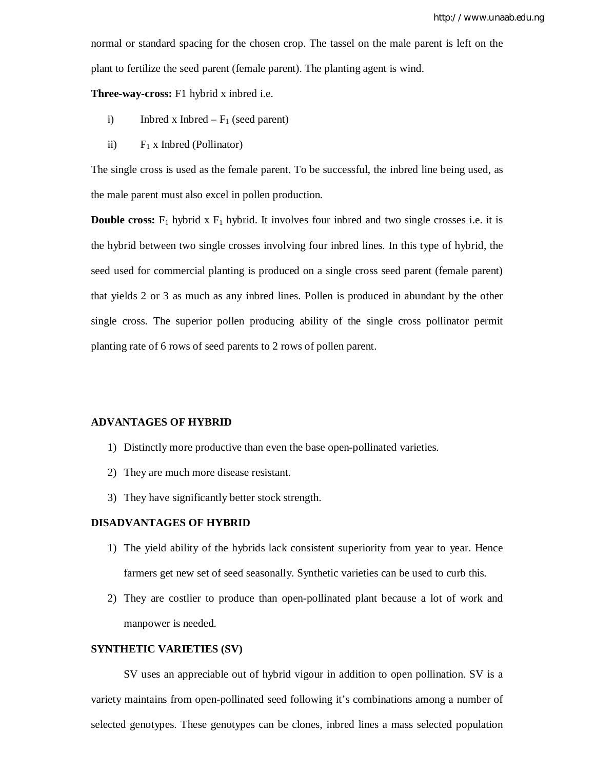normal or standard spacing for the chosen crop. The tassel on the male parent is left on the plant to fertilize the seed parent (female parent). The planting agent is wind.

**Three-way-cross:** F1 hybrid x inbred i.e.

i) Inbred x Inbred – $F_1$ (seed parent)

ii) $F_1$ x Inbred (Pollinator)

The single cross is used as the female parent. To be successful, the inbred line being used, as the male parent must also excel in pollen production.

**Double cross:** $F_1$ hybrid x $F_1$ hybrid. It involves four inbred and two single crosses i.e. it is the hybrid between two single crosses involving four inbred lines. In this type of hybrid, the seed used for commercial planting is produced on a single cross seed parent (female parent) that yields 2 or 3 as much as any inbred lines. Pollen is produced in abundant by the other single cross. The superior pollen producing ability of the single cross pollinator permit planting rate of 6 rows of seed parents to 2 rows of pollen parent.

**ADVANTAGES OF HYBRID**

1) Distinctly more productive than even the base open-pollinated varieties.
2) They are much more disease resistant.
3) They have significantly better stock strength.

**DISADVANTAGES OF HYBRID**

1) The yield ability of the hybrids lack consistent superiority from year to year. Hence farmers get new set of seed seasonally. Synthetic varieties can be used to curb this.
2) They are costlier to produce than open-pollinated plant because a lot of work and manpower is needed.

**SYNTHETIC VARIETIES (SV)**

SV uses an appreciable out of hybrid vigour in addition to open pollination. SV is a variety maintains from open-pollinated seed following it's combinations among a number of selected genotypes. These genotypes can be clones, inbred lines a mass selected population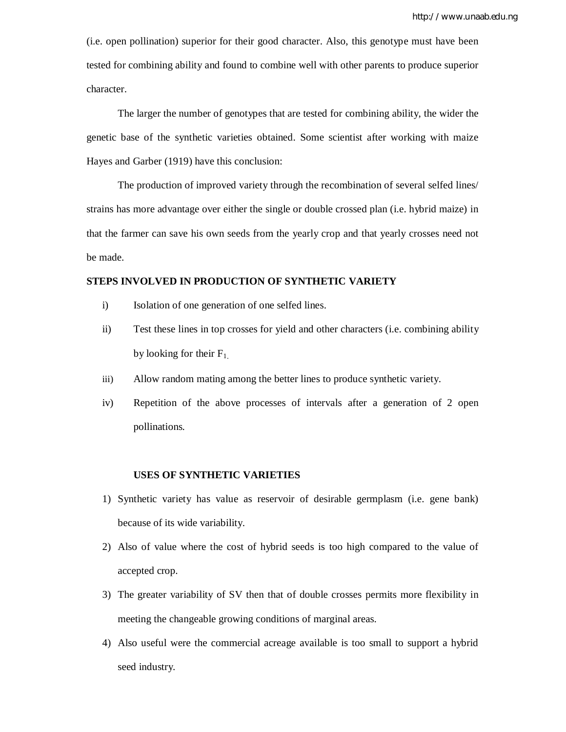(i.e. open pollination) superior for their good character. Also, this genotype must have been tested for combining ability and found to combine well with other parents to produce superior character.

The larger the number of genotypes that are tested for combining ability, the wider the genetic base of the synthetic varieties obtained. Some scientist after working with maize Hayes and Garber (1919) have this conclusion:

The production of improved variety through the recombination of several selfed lines/ strains has more advantage over either the single or double crossed plan (i.e. hybrid maize) in that the farmer can save his own seeds from the yearly crop and that yearly crosses need not be made.

**STEPS INVOLVED IN PRODUCTION OF SYNTHETIC VARIETY**

i) Isolation of one generation of one selfed lines.

ii) Test these lines in top crosses for yield and other characters (i.e. combining ability by looking for their $F_1$.

iii) Allow random mating among the better lines to produce synthetic variety.

iv) Repetition of the above processes of intervals after a generation of 2 open pollinations.

**USES OF SYNTHETIC VARIETIES**

1) Synthetic variety has value as reservoir of desirable germplasm (i.e. gene bank) because of its wide variability.
2) Also of value where the cost of hybrid seeds is too high compared to the value of accepted crop.
3) The greater variability of SV then that of double crosses permits more flexibility in meeting the changeable growing conditions of marginal areas.
4) Also useful were the commercial acreage available is too small to support a hybrid seed industry.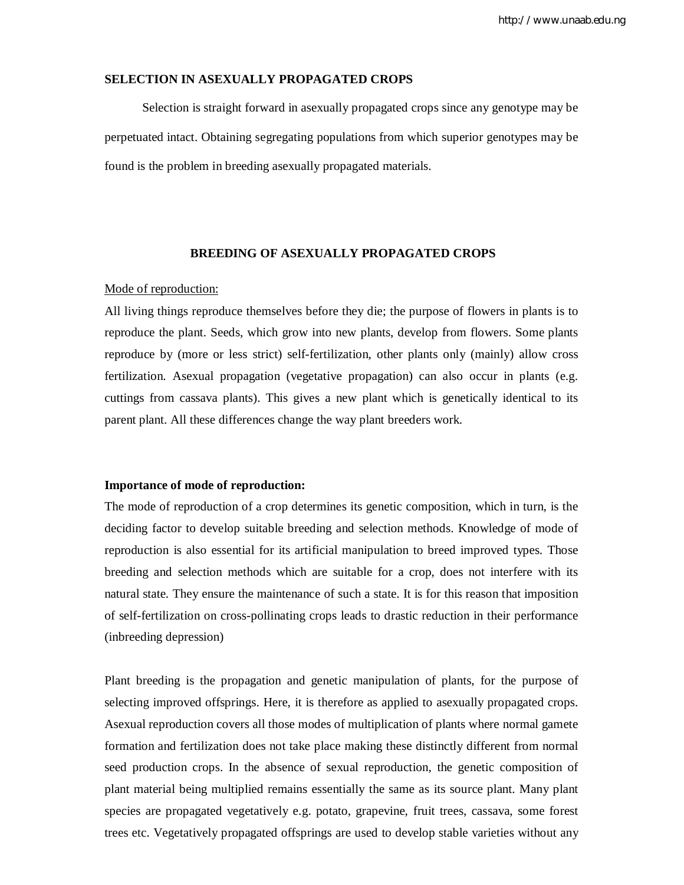## SELECTION IN ASEXUALLY PROPAGATED CROPS

Selection is straight forward in asexually propagated crops since any genotype may be perpetuated intact. Obtaining segregating populations from which superior genotypes may be found is the problem in breeding asexually propagated materials.

## BREEDING OF ASEXUALLY PROPAGATED CROPS

Mode of reproduction:

All living things reproduce themselves before they die; the purpose of flowers in plants is to reproduce the plant. Seeds, which grow into new plants, develop from flowers. Some plants reproduce by (more or less strict) self-fertilization, other plants only (mainly) allow cross fertilization. Asexual propagation (vegetative propagation) can also occur in plants (e.g. cuttings from cassava plants). This gives a new plant which is genetically identical to its parent plant. All these differences change the way plant breeders work.

**Importance of mode of reproduction:**

The mode of reproduction of a crop determines its genetic composition, which in turn, is the deciding factor to develop suitable breeding and selection methods. Knowledge of mode of reproduction is also essential for its artificial manipulation to breed improved types. Those breeding and selection methods which are suitable for a crop, does not interfere with its natural state. They ensure the maintenance of such a state. It is for this reason that imposition of self-fertilization on cross-pollinating crops leads to drastic reduction in their performance (inbreeding depression)

Plant breeding is the propagation and genetic manipulation of plants, for the purpose of selecting improved offsprings. Here, it is therefore as applied to asexually propagated crops. Asexual reproduction covers all those modes of multiplication of plants where normal gamete formation and fertilization does not take place making these distinctly different from normal seed production crops. In the absence of sexual reproduction, the genetic composition of plant material being multiplied remains essentially the same as its source plant. Many plant species are propagated vegetatively e.g. potato, grapevine, fruit trees, cassava, some forest trees etc. Vegetatively propagated offsprings are used to develop stable varieties without any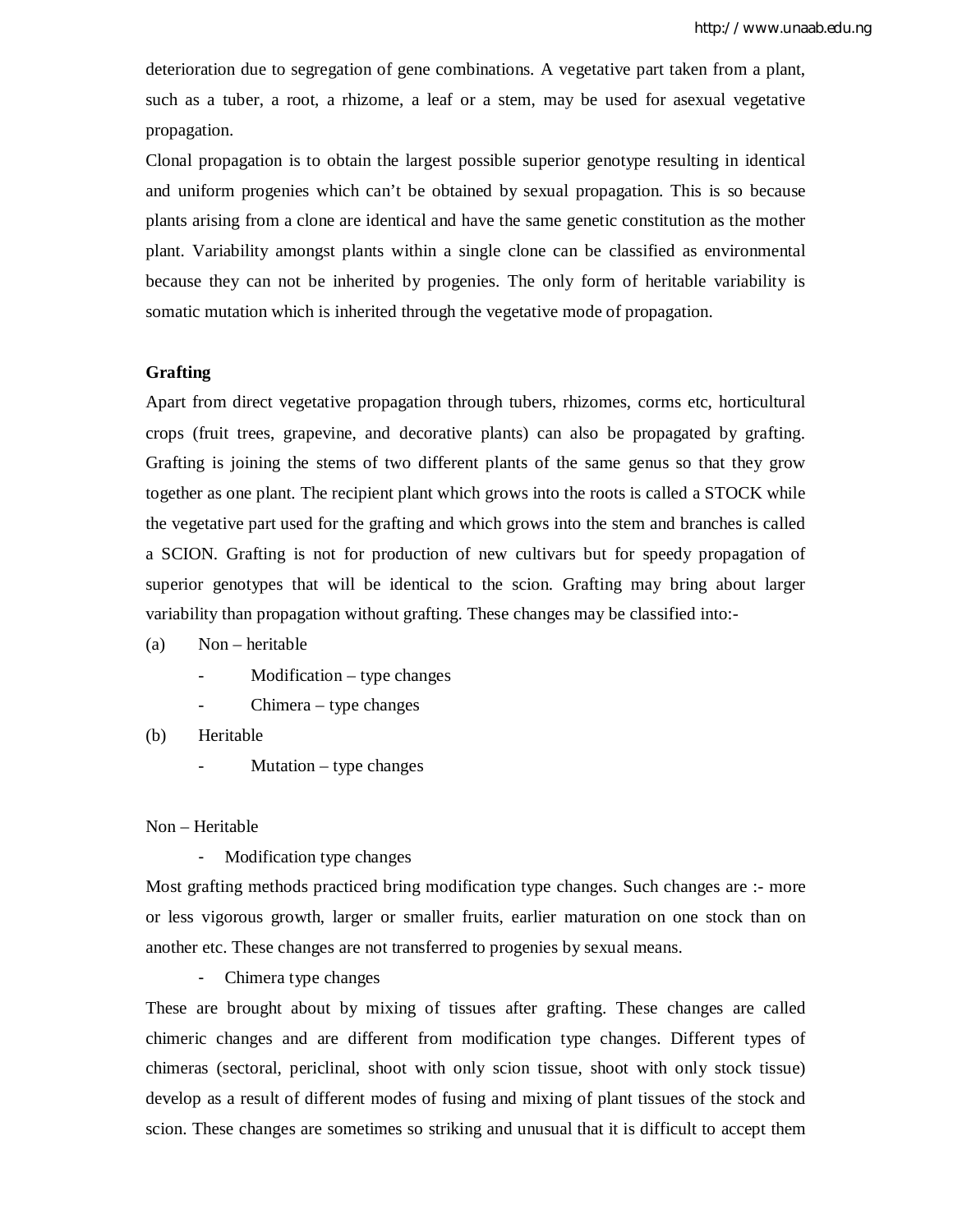deterioration due to segregation of gene combinations. A vegetative part taken from a plant, such as a tuber, a root, a rhizome, a leaf or a stem, may be used for asexual vegetative propagation.

Clonal propagation is to obtain the largest possible superior genotype resulting in identical and uniform progenies which can't be obtained by sexual propagation. This is so because plants arising from a clone are identical and have the same genetic constitution as the mother plant. Variability amongst plants within a single clone can be classified as environmental because they can not be inherited by progenies. The only form of heritable variability is somatic mutation which is inherited through the vegetative mode of propagation.

**Grafting**

Apart from direct vegetative propagation through tubers, rhizomes, corms etc, horticultural crops (fruit trees, grapevine, and decorative plants) can also be propagated by grafting. Grafting is joining the stems of two different plants of the same genus so that they grow together as one plant. The recipient plant which grows into the roots is called a STOCK while the vegetative part used for the grafting and which grows into the stem and branches is called a SCION. Grafting is not for production of new cultivars but for speedy propagation of superior genotypes that will be identical to the scion. Grafting may bring about larger variability than propagation without grafting. These changes may be classified into:-

(a) Non – heritable
- Modification – type changes
- Chimera – type changes

(b) Heritable
- Mutation – type changes

Non – Heritable

- Modification type changes

Most grafting methods practiced bring modification type changes. Such changes are :- more or less vigorous growth, larger or smaller fruits, earlier maturation on one stock than on another etc. These changes are not transferred to progenies by sexual means.

- Chimera type changes

These are brought about by mixing of tissues after grafting. These changes are called chimeric changes and are different from modification type changes. Different types of chimeras (sectoral, periclinal, shoot with only scion tissue, shoot with only stock tissue) develop as a result of different modes of fusing and mixing of plant tissues of the stock and scion. These changes are sometimes so striking and unusual that it is difficult to accept them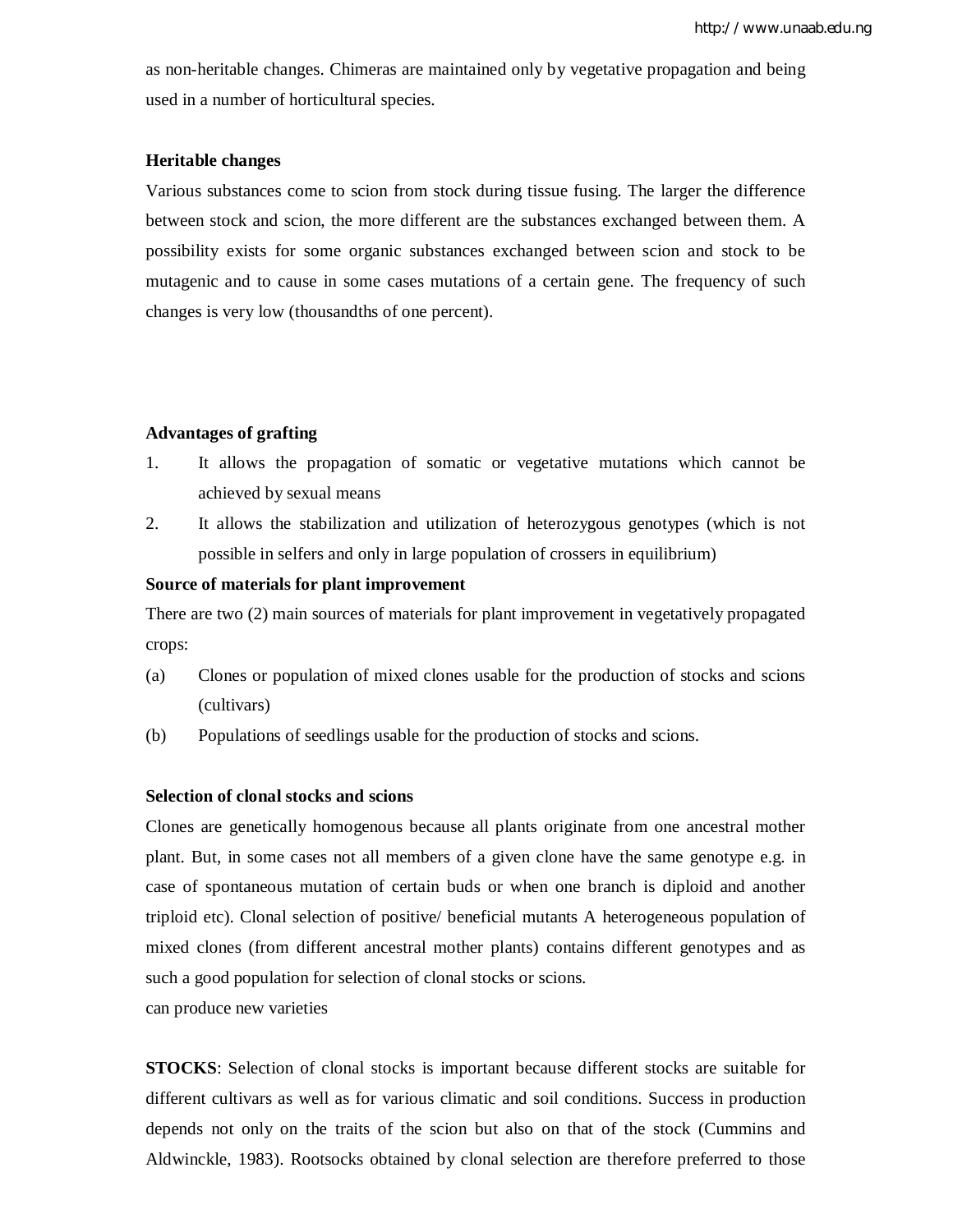as non-heritable changes. Chimeras are maintained only by vegetative propagation and being used in a number of horticultural species.

**Heritable changes**

Various substances come to scion from stock during tissue fusing. The larger the difference between stock and scion, the more different are the substances exchanged between them. A possibility exists for some organic substances exchanged between scion and stock to be mutagenic and to cause in some cases mutations of a certain gene. The frequency of such changes is very low (thousandths of one percent).

**Advantages of grafting**

1. It allows the propagation of somatic or vegetative mutations which cannot be achieved by sexual means
2. It allows the stabilization and utilization of heterozygous genotypes (which is not possible in selfers and only in large population of crossers in equilibrium)

**Source of materials for plant improvement**

There are two (2) main sources of materials for plant improvement in vegetatively propagated crops:

(a) Clones or population of mixed clones usable for the production of stocks and scions (cultivars)

(b) Populations of seedlings usable for the production of stocks and scions.

**Selection of clonal stocks and scions**

Clones are genetically homogenous because all plants originate from one ancestral mother plant. But, in some cases not all members of a given clone have the same genotype e.g. in case of spontaneous mutation of certain buds or when one branch is diploid and another triploid etc). Clonal selection of positive/ beneficial mutants A heterogeneous population of mixed clones (from different ancestral mother plants) contains different genotypes and as such a good population for selection of clonal stocks or scions.
can produce new varieties

**STOCKS**: Selection of clonal stocks is important because different stocks are suitable for different cultivars as well as for various climatic and soil conditions. Success in production depends not only on the traits of the scion but also on that of the stock (Cummins and Aldwinckle, 1983). Rootsocks obtained by clonal selection are therefore preferred to those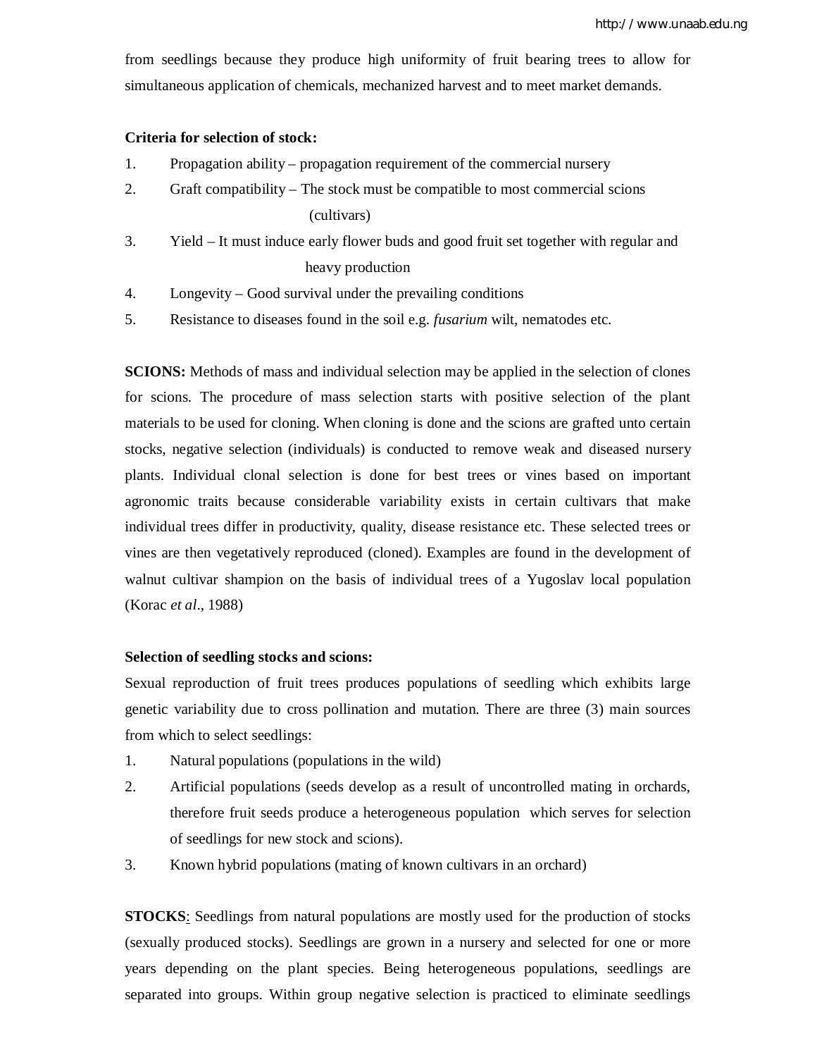from seedlings because they produce high uniformity of fruit bearing trees to allow for simultaneous application of chemicals, mechanized harvest and to meet market demands.

**Criteria for selection of stock:**

1. Propagation ability – propagation requirement of the commercial nursery
2. Graft compatibility – The stock must be compatible to most commercial scions (cultivars)
3. Yield – It must induce early flower buds and good fruit set together with regular and heavy production
4. Longevity – Good survival under the prevailing conditions
5. Resistance to diseases found in the soil e.g. *fusarium* wilt, nematodes etc.

**SCIONS:** Methods of mass and individual selection may be applied in the selection of clones for scions. The procedure of mass selection starts with positive selection of the plant materials to be used for cloning. When cloning is done and the scions are grafted unto certain stocks, negative selection (individuals) is conducted to remove weak and diseased nursery plants. Individual clonal selection is done for best trees or vines based on important agronomic traits because considerable variability exists in certain cultivars that make individual trees differ in productivity, quality, disease resistance etc. These selected trees or vines are then vegetatively reproduced (cloned). Examples are found in the development of walnut cultivar shampion on the basis of individual trees of a Yugoslav local population (Korac *et al*., 1988)

**Selection of seedling stocks and scions:**

Sexual reproduction of fruit trees produces populations of seedling which exhibits large genetic variability due to cross pollination and mutation. There are three (3) main sources from which to select seedlings:

1. Natural populations (populations in the wild)
2. Artificial populations (seeds develop as a result of uncontrolled mating in orchards, therefore fruit seeds produce a heterogeneous population which serves for selection of seedlings for new stock and scions).
3. Known hybrid populations (mating of known cultivars in an orchard)

**STOCKS**: Seedlings from natural populations are mostly used for the production of stocks (sexually produced stocks). Seedlings are grown in a nursery and selected for one or more years depending on the plant species. Being heterogeneous populations, seedlings are separated into groups. Within group negative selection is practiced to eliminate seedlings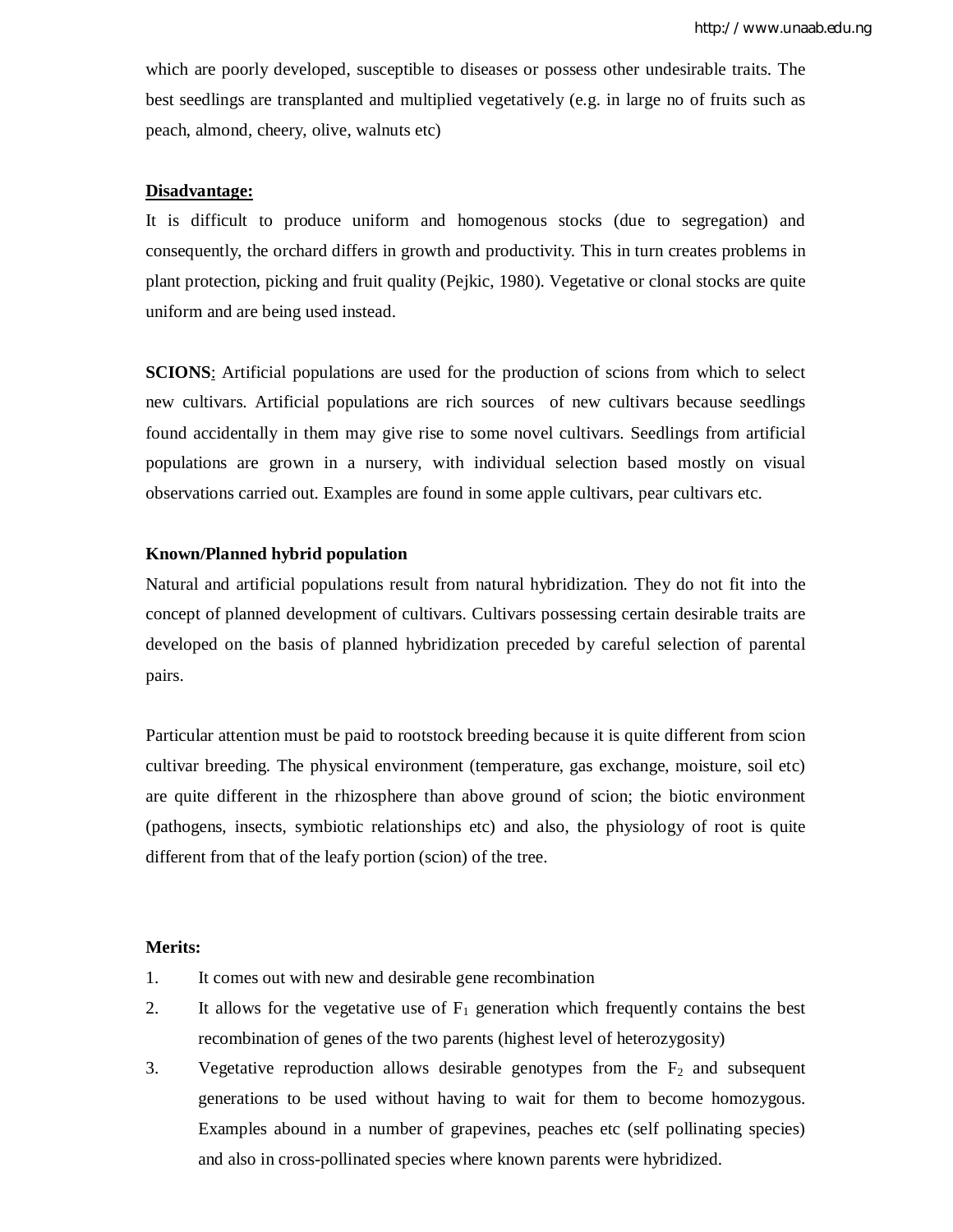which are poorly developed, susceptible to diseases or possess other undesirable traits. The best seedlings are transplanted and multiplied vegetatively (e.g. in large no of fruits such as peach, almond, cheery, olive, walnuts etc)

**Disadvantage:**

It is difficult to produce uniform and homogenous stocks (due to segregation) and consequently, the orchard differs in growth and productivity. This in turn creates problems in plant protection, picking and fruit quality (Pejkic, 1980). Vegetative or clonal stocks are quite uniform and are being used instead.

**SCIONS**: Artificial populations are used for the production of scions from which to select new cultivars. Artificial populations are rich sources of new cultivars because seedlings found accidentally in them may give rise to some novel cultivars. Seedlings from artificial populations are grown in a nursery, with individual selection based mostly on visual observations carried out. Examples are found in some apple cultivars, pear cultivars etc.

**Known/Planned hybrid population**

Natural and artificial populations result from natural hybridization. They do not fit into the concept of planned development of cultivars. Cultivars possessing certain desirable traits are developed on the basis of planned hybridization preceded by careful selection of parental pairs.

Particular attention must be paid to rootstock breeding because it is quite different from scion cultivar breeding. The physical environment (temperature, gas exchange, moisture, soil etc) are quite different in the rhizosphere than above ground of scion; the biotic environment (pathogens, insects, symbiotic relationships etc) and also, the physiology of root is quite different from that of the leafy portion (scion) of the tree.

**Merits:**

1. It comes out with new and desirable gene recombination
2. It allows for the vegetative use of $F_1$ generation which frequently contains the best recombination of genes of the two parents (highest level of heterozygosity)
3. Vegetative reproduction allows desirable genotypes from the $F_2$ and subsequent generations to be used without having to wait for them to become homozygous. Examples abound in a number of grapevines, peaches etc (self pollinating species) and also in cross-pollinated species where known parents were hybridized.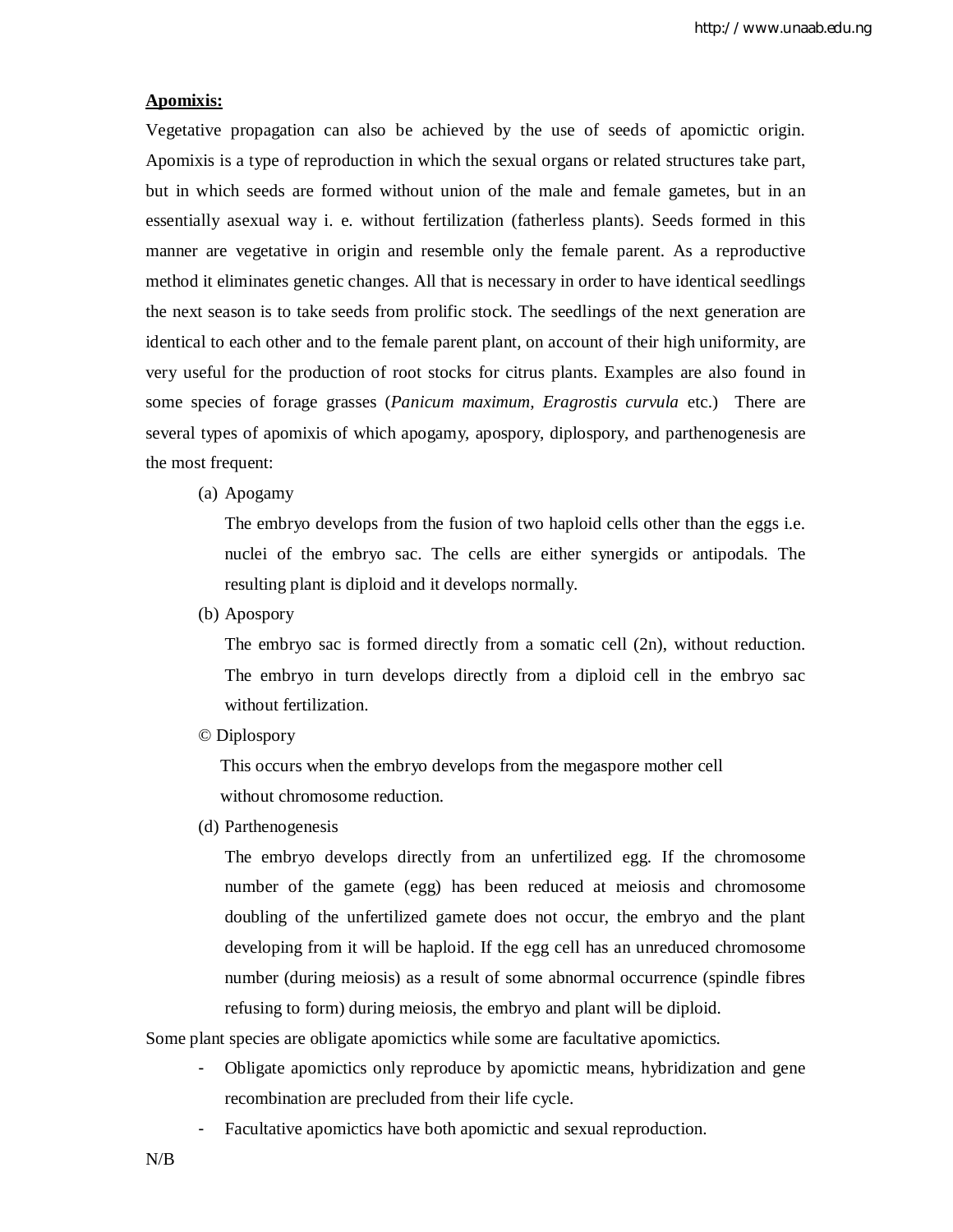**Apomixis:**

Vegetative propagation can also be achieved by the use of seeds of apomictic origin. Apomixis is a type of reproduction in which the sexual organs or related structures take part, but in which seeds are formed without union of the male and female gametes, but in an essentially asexual way i. e. without fertilization (fatherless plants). Seeds formed in this manner are vegetative in origin and resemble only the female parent. As a reproductive method it eliminates genetic changes. All that is necessary in order to have identical seedlings the next season is to take seeds from prolific stock. The seedlings of the next generation are identical to each other and to the female parent plant, on account of their high uniformity, are very useful for the production of root stocks for citrus plants. Examples are also found in some species of forage grasses (*Panicum maximum*, *Eragrostis curvula* etc.) There are several types of apomixis of which apogamy, apospory, diplospory, and parthenogenesis are the most frequent:

(a) Apogamy

The embryo develops from the fusion of two haploid cells other than the eggs i.e. nuclei of the embryo sac. The cells are either synergids or antipodals. The resulting plant is diploid and it develops normally.

(b) Apospory

The embryo sac is formed directly from a somatic cell (2n), without reduction. The embryo in turn develops directly from a diploid cell in the embryo sac without fertilization.

© Diplospory

This occurs when the embryo develops from the megaspore mother cell without chromosome reduction.

(d) Parthenogenesis

The embryo develops directly from an unfertilized egg. If the chromosome number of the gamete (egg) has been reduced at meiosis and chromosome doubling of the unfertilized gamete does not occur, the embryo and the plant developing from it will be haploid. If the egg cell has an unreduced chromosome number (during meiosis) as a result of some abnormal occurrence (spindle fibres refusing to form) during meiosis, the embryo and plant will be diploid.

Some plant species are obligate apomictics while some are facultative apomictics.

- Obligate apomictics only reproduce by apomictic means, hybridization and gene recombination are precluded from their life cycle.
- Facultative apomictics have both apomictic and sexual reproduction.

N/B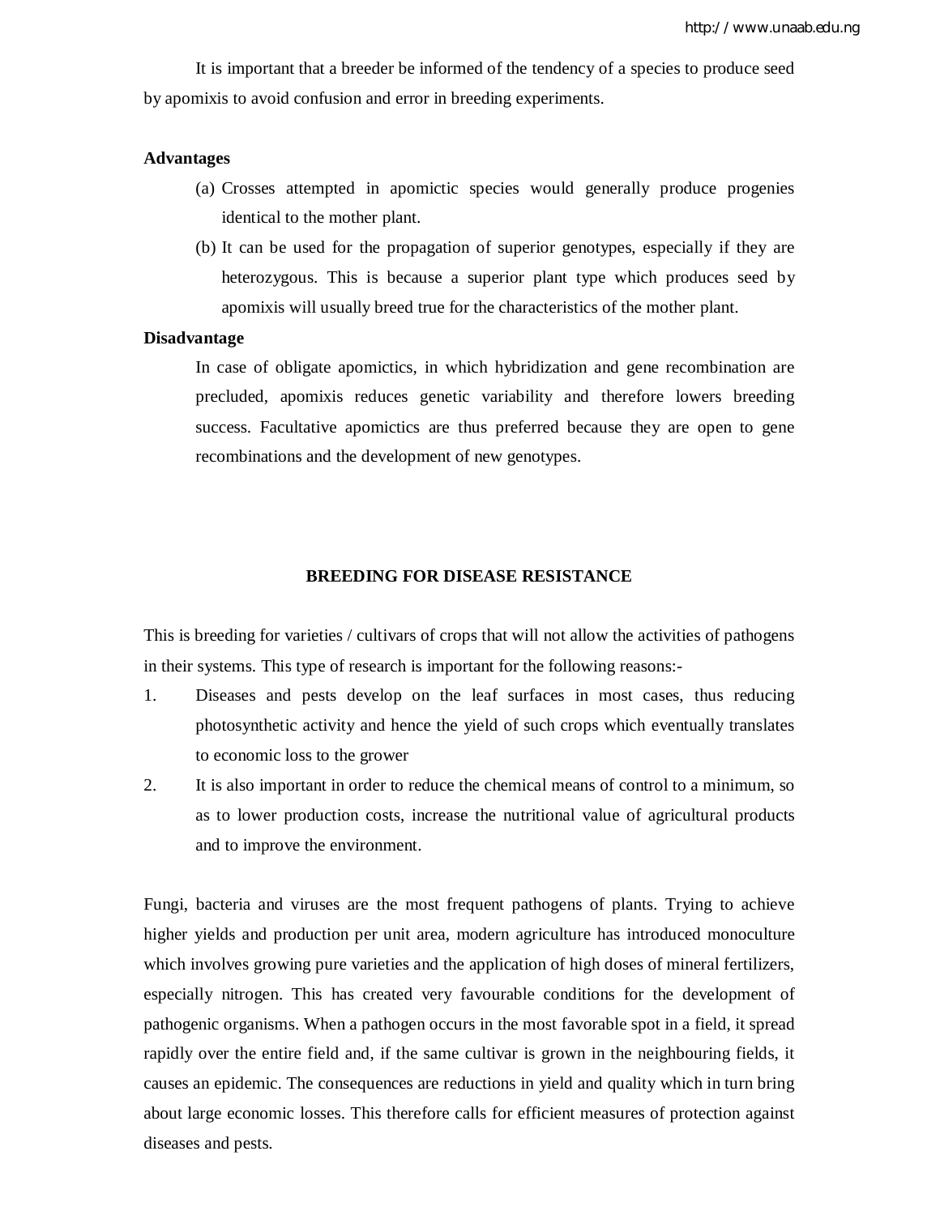It is important that a breeder be informed of the tendency of a species to produce seed by apomixis to avoid confusion and error in breeding experiments.

**Advantages**

(a) Crosses attempted in apomictic species would generally produce progenies identical to the mother plant.

(b) It can be used for the propagation of superior genotypes, especially if they are heterozygous. This is because a superior plant type which produces seed by apomixis will usually breed true for the characteristics of the mother plant.

**Disadvantage**

In case of obligate apomictics, in which hybridization and gene recombination are precluded, apomixis reduces genetic variability and therefore lowers breeding success. Facultative apomictics are thus preferred because they are open to gene recombinations and the development of new genotypes.

## BREEDING FOR DISEASE RESISTANCE

This is breeding for varieties / cultivars of crops that will not allow the activities of pathogens in their systems. This type of research is important for the following reasons:-

1. Diseases and pests develop on the leaf surfaces in most cases, thus reducing photosynthetic activity and hence the yield of such crops which eventually translates to economic loss to the grower
2. It is also important in order to reduce the chemical means of control to a minimum, so as to lower production costs, increase the nutritional value of agricultural products and to improve the environment.

Fungi, bacteria and viruses are the most frequent pathogens of plants. Trying to achieve higher yields and production per unit area, modern agriculture has introduced monoculture which involves growing pure varieties and the application of high doses of mineral fertilizers, especially nitrogen. This has created very favourable conditions for the development of pathogenic organisms. When a pathogen occurs in the most favorable spot in a field, it spread rapidly over the entire field and, if the same cultivar is grown in the neighbouring fields, it causes an epidemic. The consequences are reductions in yield and quality which in turn bring about large economic losses. This therefore calls for efficient measures of protection against diseases and pests.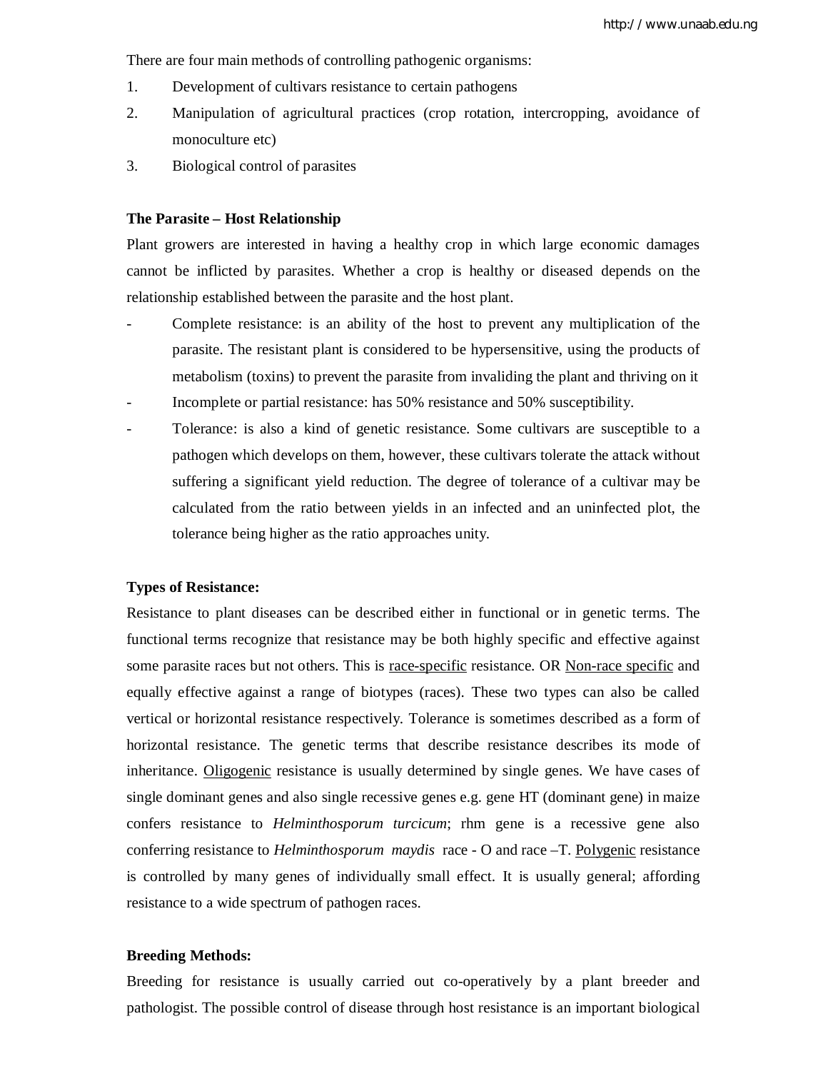There are four main methods of controlling pathogenic organisms:

1. Development of cultivars resistance to certain pathogens
2. Manipulation of agricultural practices (crop rotation, intercropping, avoidance of monoculture etc)
3. Biological control of parasites

**The Parasite – Host Relationship**

Plant growers are interested in having a healthy crop in which large economic damages cannot be inflicted by parasites. Whether a crop is healthy or diseased depends on the relationship established between the parasite and the host plant.

- Complete resistance: is an ability of the host to prevent any multiplication of the parasite. The resistant plant is considered to be hypersensitive, using the products of metabolism (toxins) to prevent the parasite from invaliding the plant and thriving on it
- Incomplete or partial resistance: has 50% resistance and 50% susceptibility.
- Tolerance: is also a kind of genetic resistance. Some cultivars are susceptible to a pathogen which develops on them, however, these cultivars tolerate the attack without suffering a significant yield reduction. The degree of tolerance of a cultivar may be calculated from the ratio between yields in an infected and an uninfected plot, the tolerance being higher as the ratio approaches unity.

**Types of Resistance:**

Resistance to plant diseases can be described either in functional or in genetic terms. The functional terms recognize that resistance may be both highly specific and effective against some parasite races but not others. This is <u>race-specific</u> resistance. OR <u>Non-race specific</u> and equally effective against a range of biotypes (races). These two types can also be called vertical or horizontal resistance respectively. Tolerance is sometimes described as a form of horizontal resistance. The genetic terms that describe resistance describes its mode of inheritance. <u>Oligogenic</u> resistance is usually determined by single genes. We have cases of single dominant genes and also single recessive genes e.g. gene HT (dominant gene) in maize confers resistance to *Helminthosporum turcicum*; rhm gene is a recessive gene also conferring resistance to *Helminthosporum maydis* race - O and race –T. <u>Polygenic</u> resistance is controlled by many genes of individually small effect. It is usually general; affording resistance to a wide spectrum of pathogen races.

**Breeding Methods:**

Breeding for resistance is usually carried out co-operatively by a plant breeder and pathologist. The possible control of disease through host resistance is an important biological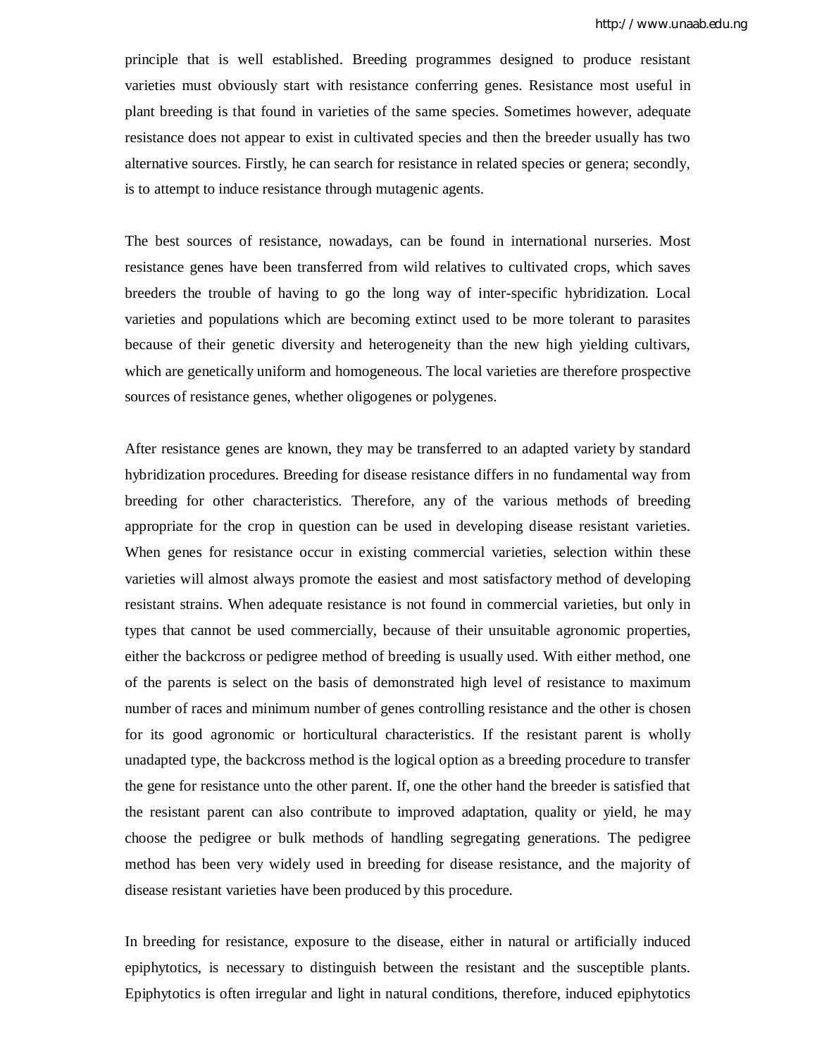principle that is well established. Breeding programmes designed to produce resistant varieties must obviously start with resistance conferring genes. Resistance most useful in plant breeding is that found in varieties of the same species. Sometimes however, adequate resistance does not appear to exist in cultivated species and then the breeder usually has two alternative sources. Firstly, he can search for resistance in related species or genera; secondly, is to attempt to induce resistance through mutagenic agents.

The best sources of resistance, nowadays, can be found in international nurseries. Most resistance genes have been transferred from wild relatives to cultivated crops, which saves breeders the trouble of having to go the long way of inter-specific hybridization. Local varieties and populations which are becoming extinct used to be more tolerant to parasites because of their genetic diversity and heterogeneity than the new high yielding cultivars, which are genetically uniform and homogeneous. The local varieties are therefore prospective sources of resistance genes, whether oligogenes or polygenes.

After resistance genes are known, they may be transferred to an adapted variety by standard hybridization procedures. Breeding for disease resistance differs in no fundamental way from breeding for other characteristics. Therefore, any of the various methods of breeding appropriate for the crop in question can be used in developing disease resistant varieties. When genes for resistance occur in existing commercial varieties, selection within these varieties will almost always promote the easiest and most satisfactory method of developing resistant strains. When adequate resistance is not found in commercial varieties, but only in types that cannot be used commercially, because of their unsuitable agronomic properties, either the backcross or pedigree method of breeding is usually used. With either method, one of the parents is select on the basis of demonstrated high level of resistance to maximum number of races and minimum number of genes controlling resistance and the other is chosen for its good agronomic or horticultural characteristics. If the resistant parent is wholly unadapted type, the backcross method is the logical option as a breeding procedure to transfer the gene for resistance unto the other parent. If, one the other hand the breeder is satisfied that the resistant parent can also contribute to improved adaptation, quality or yield, he may choose the pedigree or bulk methods of handling segregating generations. The pedigree method has been very widely used in breeding for disease resistance, and the majority of disease resistant varieties have been produced by this procedure.

In breeding for resistance, exposure to the disease, either in natural or artificially induced epiphytotics, is necessary to distinguish between the resistant and the susceptible plants. Epiphytotics is often irregular and light in natural conditions, therefore, induced epiphytotics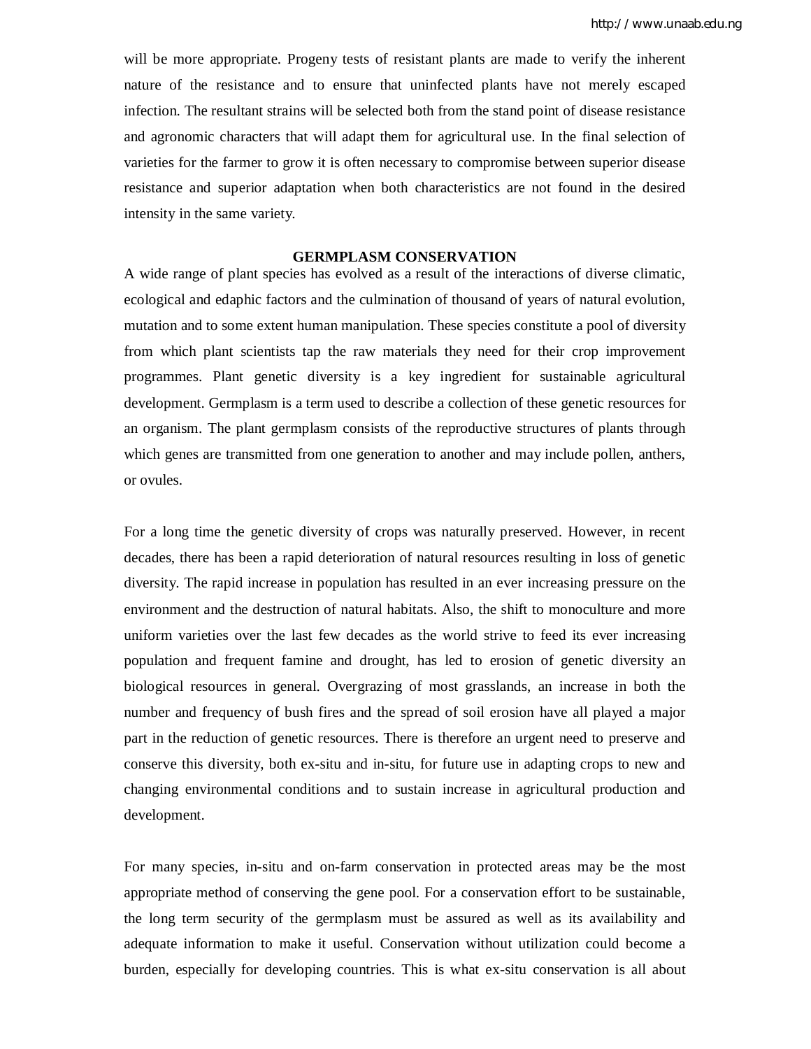will be more appropriate. Progeny tests of resistant plants are made to verify the inherent nature of the resistance and to ensure that uninfected plants have not merely escaped infection. The resultant strains will be selected both from the stand point of disease resistance and agronomic characters that will adapt them for agricultural use. In the final selection of varieties for the farmer to grow it is often necessary to compromise between superior disease resistance and superior adaptation when both characteristics are not found in the desired intensity in the same variety.

## GERMPLASM CONSERVATION

A wide range of plant species has evolved as a result of the interactions of diverse climatic, ecological and edaphic factors and the culmination of thousand of years of natural evolution, mutation and to some extent human manipulation. These species constitute a pool of diversity from which plant scientists tap the raw materials they need for their crop improvement programmes. Plant genetic diversity is a key ingredient for sustainable agricultural development. Germplasm is a term used to describe a collection of these genetic resources for an organism. The plant germplasm consists of the reproductive structures of plants through which genes are transmitted from one generation to another and may include pollen, anthers, or ovules.

For a long time the genetic diversity of crops was naturally preserved. However, in recent decades, there has been a rapid deterioration of natural resources resulting in loss of genetic diversity. The rapid increase in population has resulted in an ever increasing pressure on the environment and the destruction of natural habitats. Also, the shift to monoculture and more uniform varieties over the last few decades as the world strive to feed its ever increasing population and frequent famine and drought, has led to erosion of genetic diversity an biological resources in general. Overgrazing of most grasslands, an increase in both the number and frequency of bush fires and the spread of soil erosion have all played a major part in the reduction of genetic resources. There is therefore an urgent need to preserve and conserve this diversity, both ex-situ and in-situ, for future use in adapting crops to new and changing environmental conditions and to sustain increase in agricultural production and development.

For many species, in-situ and on-farm conservation in protected areas may be the most appropriate method of conserving the gene pool. For a conservation effort to be sustainable, the long term security of the germplasm must be assured as well as its availability and adequate information to make it useful. Conservation without utilization could become a burden, especially for developing countries. This is what ex-situ conservation is all about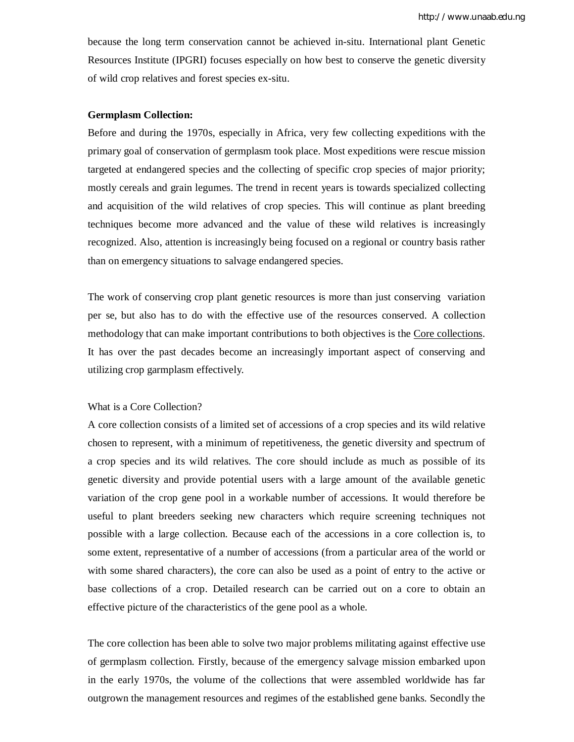because the long term conservation cannot be achieved in-situ. International plant Genetic Resources Institute (IPGRI) focuses especially on how best to conserve the genetic diversity of wild crop relatives and forest species ex-situ.

**Germplasm Collection:**

Before and during the 1970s, especially in Africa, very few collecting expeditions with the primary goal of conservation of germplasm took place. Most expeditions were rescue mission targeted at endangered species and the collecting of specific crop species of major priority; mostly cereals and grain legumes. The trend in recent years is towards specialized collecting and acquisition of the wild relatives of crop species. This will continue as plant breeding techniques become more advanced and the value of these wild relatives is increasingly recognized. Also, attention is increasingly being focused on a regional or country basis rather than on emergency situations to salvage endangered species.

The work of conserving crop plant genetic resources is more than just conserving variation per se, but also has to do with the effective use of the resources conserved. A collection methodology that can make important contributions to both objectives is the Core collections. It has over the past decades become an increasingly important aspect of conserving and utilizing crop garmplasm effectively.

What is a Core Collection?

A core collection consists of a limited set of accessions of a crop species and its wild relative chosen to represent, with a minimum of repetitiveness, the genetic diversity and spectrum of a crop species and its wild relatives. The core should include as much as possible of its genetic diversity and provide potential users with a large amount of the available genetic variation of the crop gene pool in a workable number of accessions. It would therefore be useful to plant breeders seeking new characters which require screening techniques not possible with a large collection. Because each of the accessions in a core collection is, to some extent, representative of a number of accessions (from a particular area of the world or with some shared characters), the core can also be used as a point of entry to the active or base collections of a crop. Detailed research can be carried out on a core to obtain an effective picture of the characteristics of the gene pool as a whole.

The core collection has been able to solve two major problems militating against effective use of germplasm collection. Firstly, because of the emergency salvage mission embarked upon in the early 1970s, the volume of the collections that were assembled worldwide has far outgrown the management resources and regimes of the established gene banks. Secondly the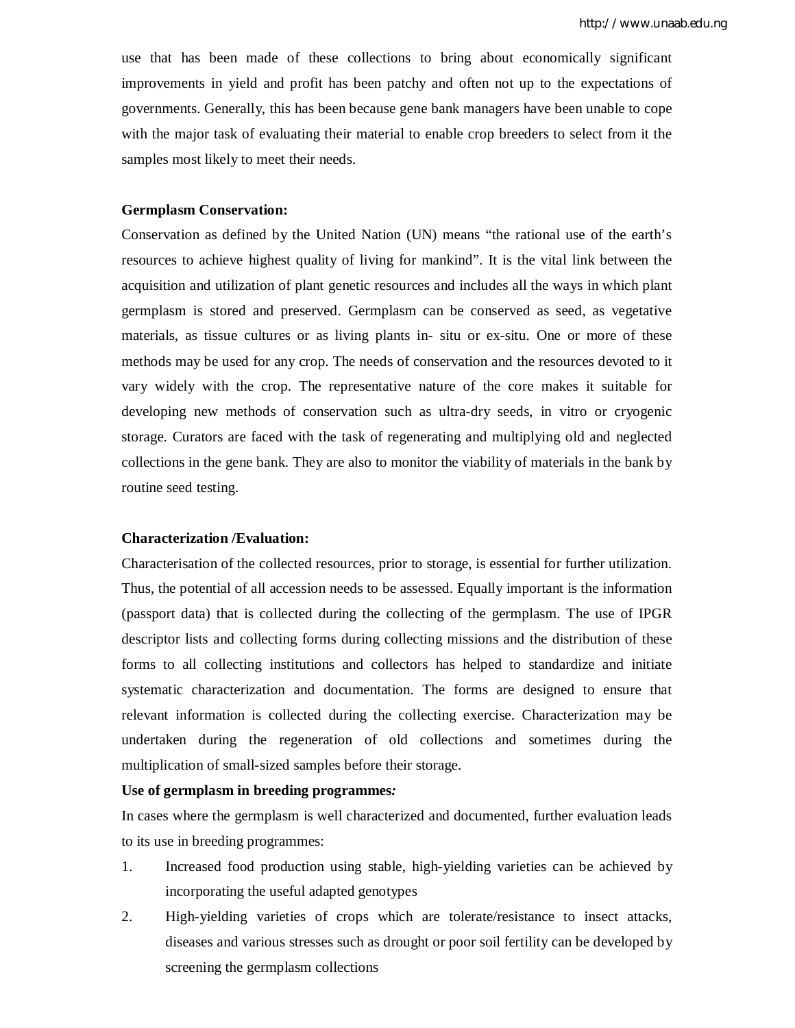use that has been made of these collections to bring about economically significant improvements in yield and profit has been patchy and often not up to the expectations of governments. Generally, this has been because gene bank managers have been unable to cope with the major task of evaluating their material to enable crop breeders to select from it the samples most likely to meet their needs.

**Germplasm Conservation:**

Conservation as defined by the United Nation (UN) means "the rational use of the earth's resources to achieve highest quality of living for mankind". It is the vital link between the acquisition and utilization of plant genetic resources and includes all the ways in which plant germplasm is stored and preserved. Germplasm can be conserved as seed, as vegetative materials, as tissue cultures or as living plants in- situ or ex-situ. One or more of these methods may be used for any crop. The needs of conservation and the resources devoted to it vary widely with the crop. The representative nature of the core makes it suitable for developing new methods of conservation such as ultra-dry seeds, in vitro or cryogenic storage. Curators are faced with the task of regenerating and multiplying old and neglected collections in the gene bank. They are also to monitor the viability of materials in the bank by routine seed testing.

**Characterization /Evaluation:**

Characterisation of the collected resources, prior to storage, is essential for further utilization. Thus, the potential of all accession needs to be assessed. Equally important is the information (passport data) that is collected during the collecting of the germplasm. The use of IPGR descriptor lists and collecting forms during collecting missions and the distribution of these forms to all collecting institutions and collectors has helped to standardize and initiate systematic characterization and documentation. The forms are designed to ensure that relevant information is collected during the collecting exercise. Characterization may be undertaken during the regeneration of old collections and sometimes during the multiplication of small-sized samples before their storage.

**Use of germplasm in breeding programmes*:***

In cases where the germplasm is well characterized and documented, further evaluation leads to its use in breeding programmes:

1. Increased food production using stable, high-yielding varieties can be achieved by incorporating the useful adapted genotypes
2. High-yielding varieties of crops which are tolerate/resistance to insect attacks, diseases and various stresses such as drought or poor soil fertility can be developed by screening the germplasm collections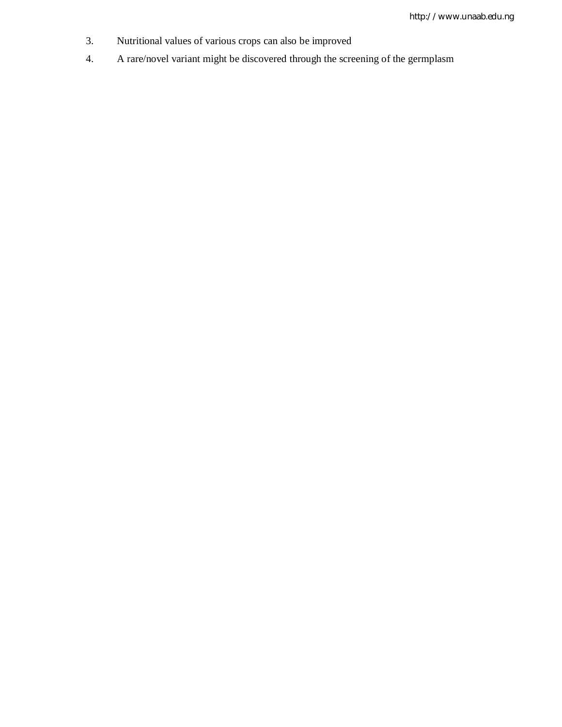3. Nutritional values of various crops can also be improved
4. A rare/novel variant might be discovered through the screening of the germplasm